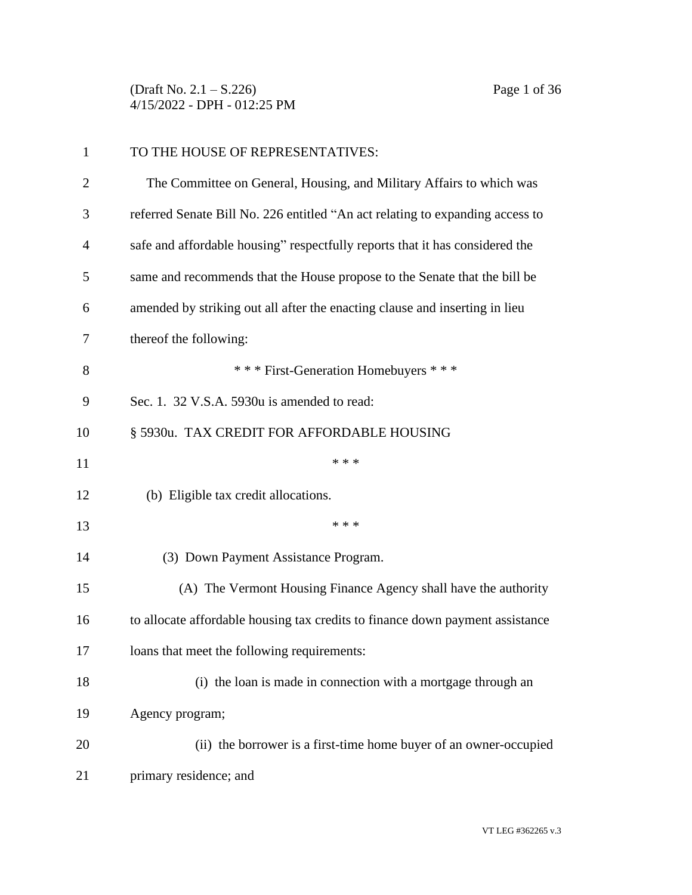TO THE HOUSE OF REPRESENTATIVES:

The Committee on General, Housing, and Military Affairs to which was referred Senate Bill No. 226 entitled "An act relating to expanding access to safe and affordable housing" respectfully reports that it has considered the same and recommends that the House propose to the Senate that the bill be amended by striking out all after the enacting clause and inserting in lieu thereof the following:

\* \* \* First-Generation Homebuyers \* \* \*

Sec. 1. 32 V.S.A. 5930u is amended to read:

§ 5930u. TAX CREDIT FOR AFFORDABLE HOUSING

\* \* \*

(b) Eligible tax credit allocations.

\* \* \*

(3) Down Payment Assistance Program.

(A) The Vermont Housing Finance Agency shall have the authority to allocate affordable housing tax credits to finance down payment assistance loans that meet the following requirements:

(i) the loan is made in connection with a mortgage through an Agency program;

(ii) the borrower is a first-time home buyer of an owner-occupied primary residence; and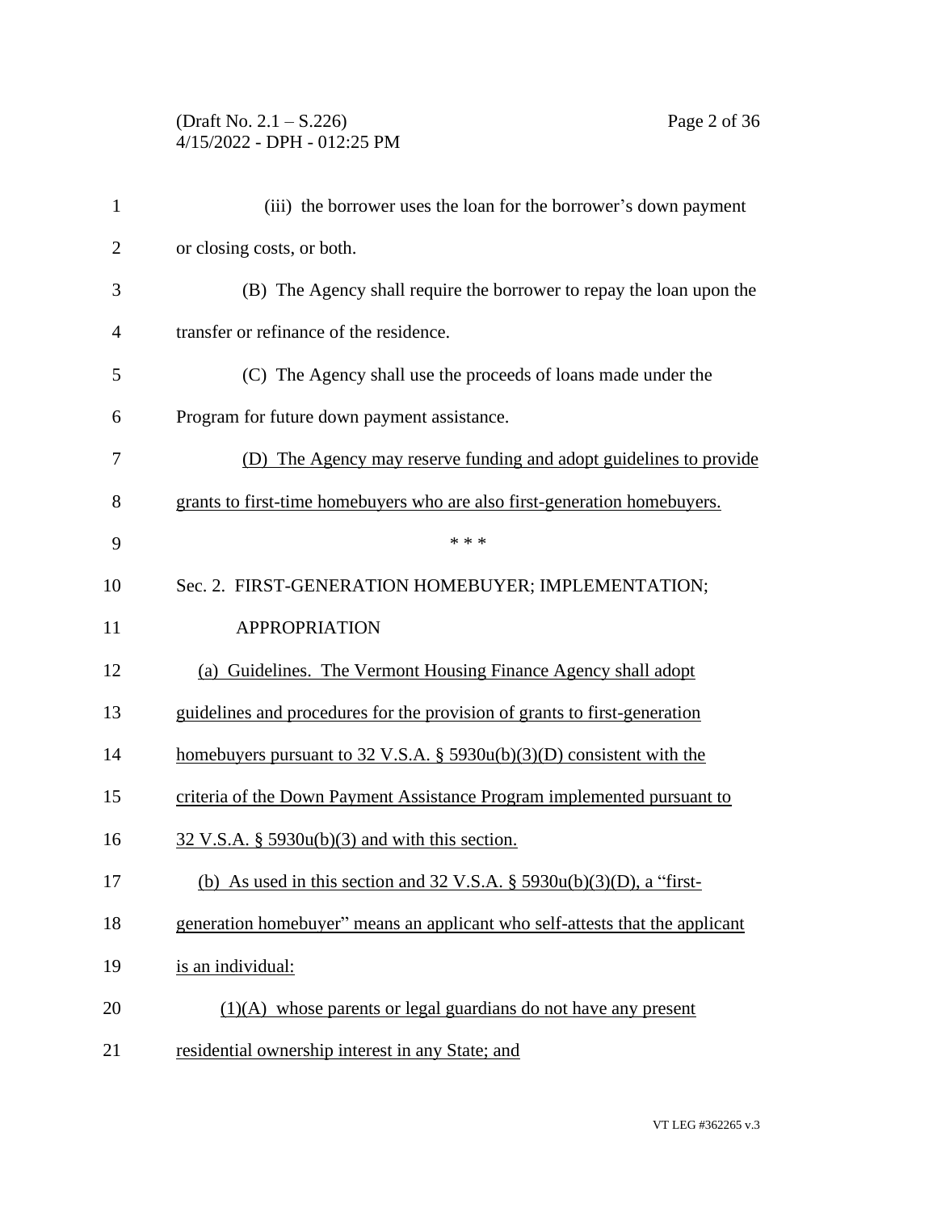(iii) the borrower uses the loan for the borrower's down payment or closing costs, or both.

(B) The Agency shall require the borrower to repay the loan upon the transfer or refinance of the residence.

(C) The Agency shall use the proceeds of loans made under the Program for future down payment assistance.

(D) The Agency may reserve funding and adopt guidelines to provide grants to first-time homebuyers who are also first-generation homebuyers.

\* \* \*

Sec. 2. FIRST-GENERATION HOMEBUYER; IMPLEMENTATION; APPROPRIATION

(a) Guidelines. The Vermont Housing Finance Agency shall adopt guidelines and procedures for the provision of grants to first-generation homebuyers pursuant to 32 V.S.A. § 5930u(b)(3)(D) consistent with the criteria of the Down Payment Assistance Program implemented pursuant to 32 V.S.A. § 5930u(b)(3) and with this section.

(b) As used in this section and 32 V.S.A. § 5930u(b)(3)(D), a "first-generation homebuyer" means an applicant who self-attests that the applicant is an individual:

(1)(A) whose parents or legal guardians do not have any present residential ownership interest in any State; and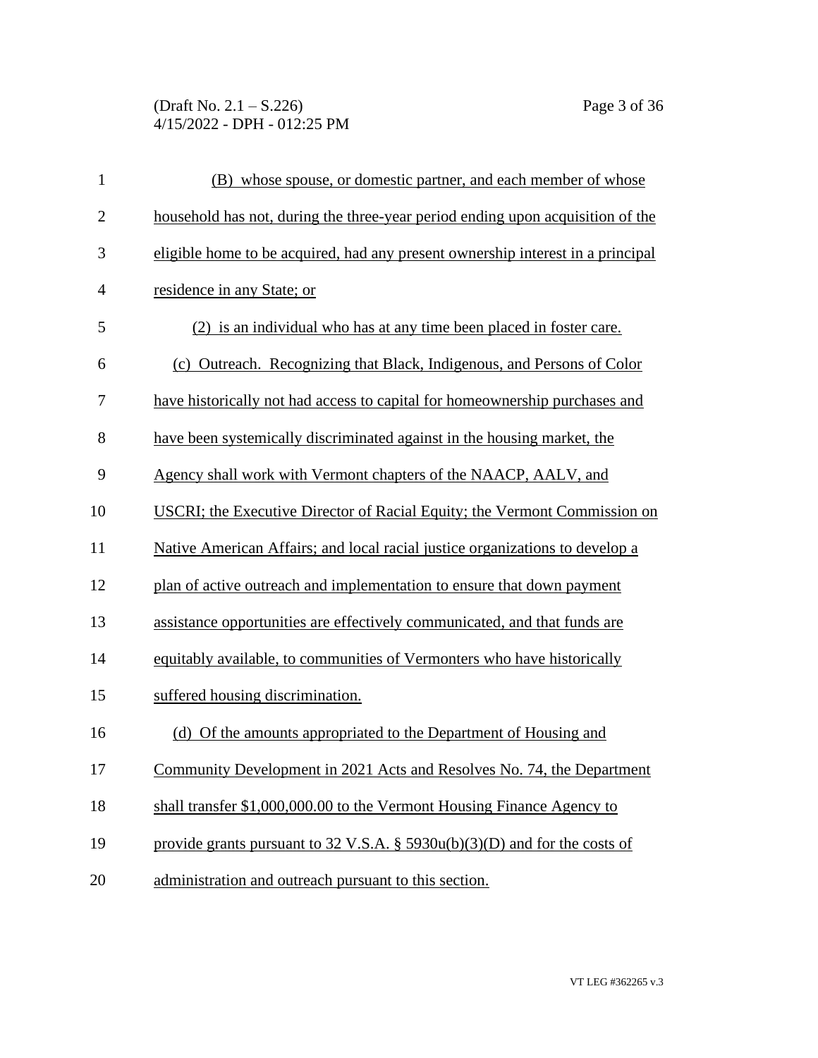(B) whose spouse, or domestic partner, and each member of whose household has not, during the three-year period ending upon acquisition of the eligible home to be acquired, had any present ownership interest in a principal residence in any State; or

(2) is an individual who has at any time been placed in foster care.

(c) Outreach. Recognizing that Black, Indigenous, and Persons of Color have historically not had access to capital for homeownership purchases and have been systemically discriminated against in the housing market, the Agency shall work with Vermont chapters of the NAACP, AALV, and USCRI; the Executive Director of Racial Equity; the Vermont Commission on Native American Affairs; and local racial justice organizations to develop a plan of active outreach and implementation to ensure that down payment assistance opportunities are effectively communicated, and that funds are equitably available, to communities of Vermonters who have historically suffered housing discrimination.

(d) Of the amounts appropriated to the Department of Housing and Community Development in 2021 Acts and Resolves No. 74, the Department shall transfer $1,000,000.00 to the Vermont Housing Finance Agency to provide grants pursuant to 32 V.S.A. § 5930u(b)(3)(D) and for the costs of administration and outreach pursuant to this section.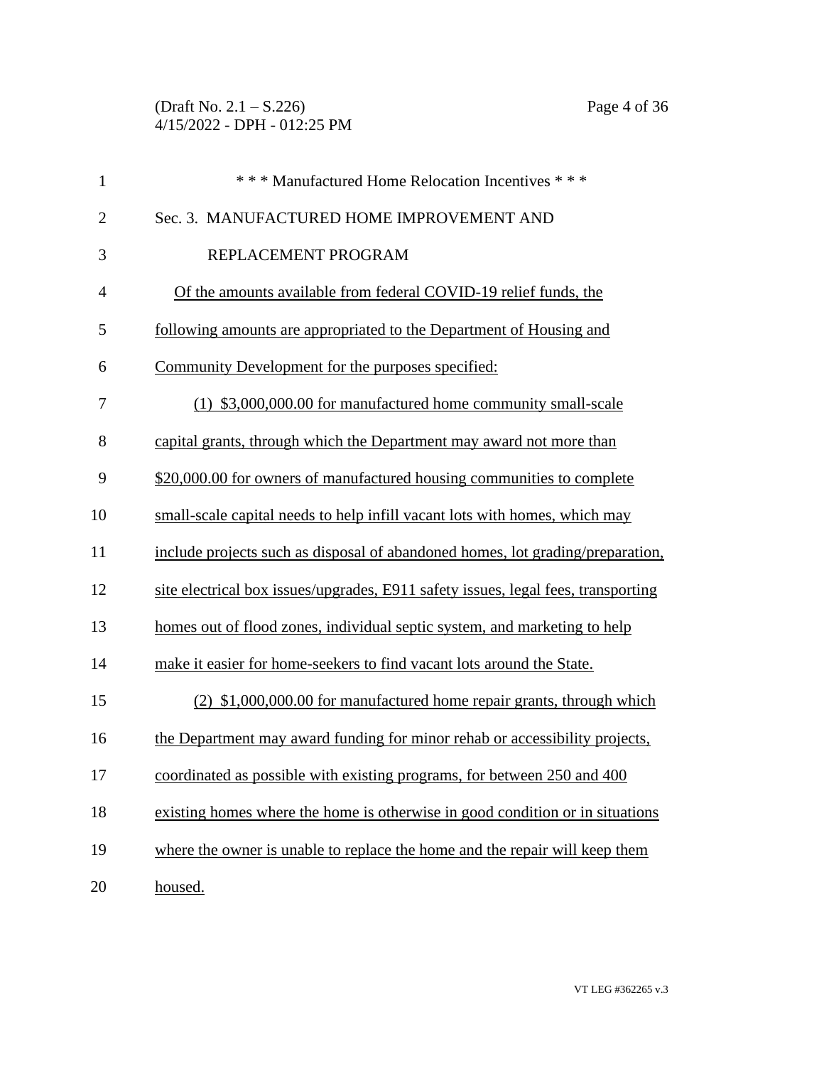\* \* \* Manufactured Home Relocation Incentives \* \* \*

Sec. 3. MANUFACTURED HOME IMPROVEMENT AND REPLACEMENT PROGRAM

Of the amounts available from federal COVID-19 relief funds, the following amounts are appropriated to the Department of Housing and Community Development for the purposes specified:

(1) $3,000,000.00 for manufactured home community small-scale capital grants, through which the Department may award not more than $20,000.00 for owners of manufactured housing communities to complete small-scale capital needs to help infill vacant lots with homes, which may include projects such as disposal of abandoned homes, lot grading/preparation, site electrical box issues/upgrades, E911 safety issues, legal fees, transporting homes out of flood zones, individual septic system, and marketing to help make it easier for home-seekers to find vacant lots around the State.

(2) $1,000,000.00 for manufactured home repair grants, through which the Department may award funding for minor rehab or accessibility projects, coordinated as possible with existing programs, for between 250 and 400 existing homes where the home is otherwise in good condition or in situations where the owner is unable to replace the home and the repair will keep them housed.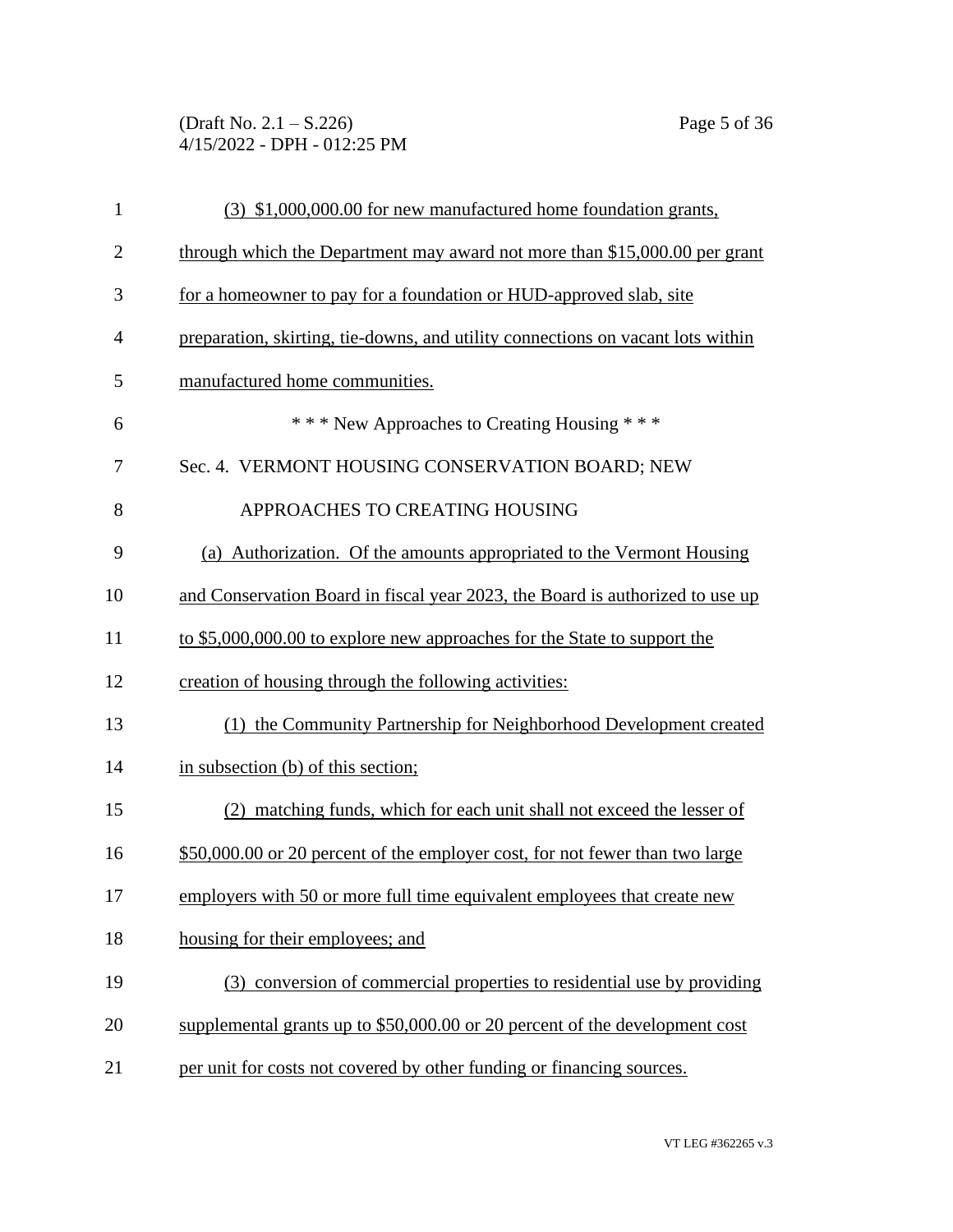(3) $1,000,000.00 for new manufactured home foundation grants, through which the Department may award not more than $15,000.00 per grant for a homeowner to pay for a foundation or HUD-approved slab, site preparation, skirting, tie-downs, and utility connections on vacant lots within manufactured home communities.

\* \* \* New Approaches to Creating Housing \* \* \*

Sec. 4. VERMONT HOUSING CONSERVATION BOARD; NEW APPROACHES TO CREATING HOUSING

(a) Authorization. Of the amounts appropriated to the Vermont Housing and Conservation Board in fiscal year 2023, the Board is authorized to use up to $5,000,000.00 to explore new approaches for the State to support the creation of housing through the following activities:

(1) the Community Partnership for Neighborhood Development created in subsection (b) of this section;

(2) matching funds, which for each unit shall not exceed the lesser of $50,000.00 or 20 percent of the employer cost, for not fewer than two large employers with 50 or more full time equivalent employees that create new housing for their employees; and

(3) conversion of commercial properties to residential use by providing supplemental grants up to $50,000.00 or 20 percent of the development cost per unit for costs not covered by other funding or financing sources.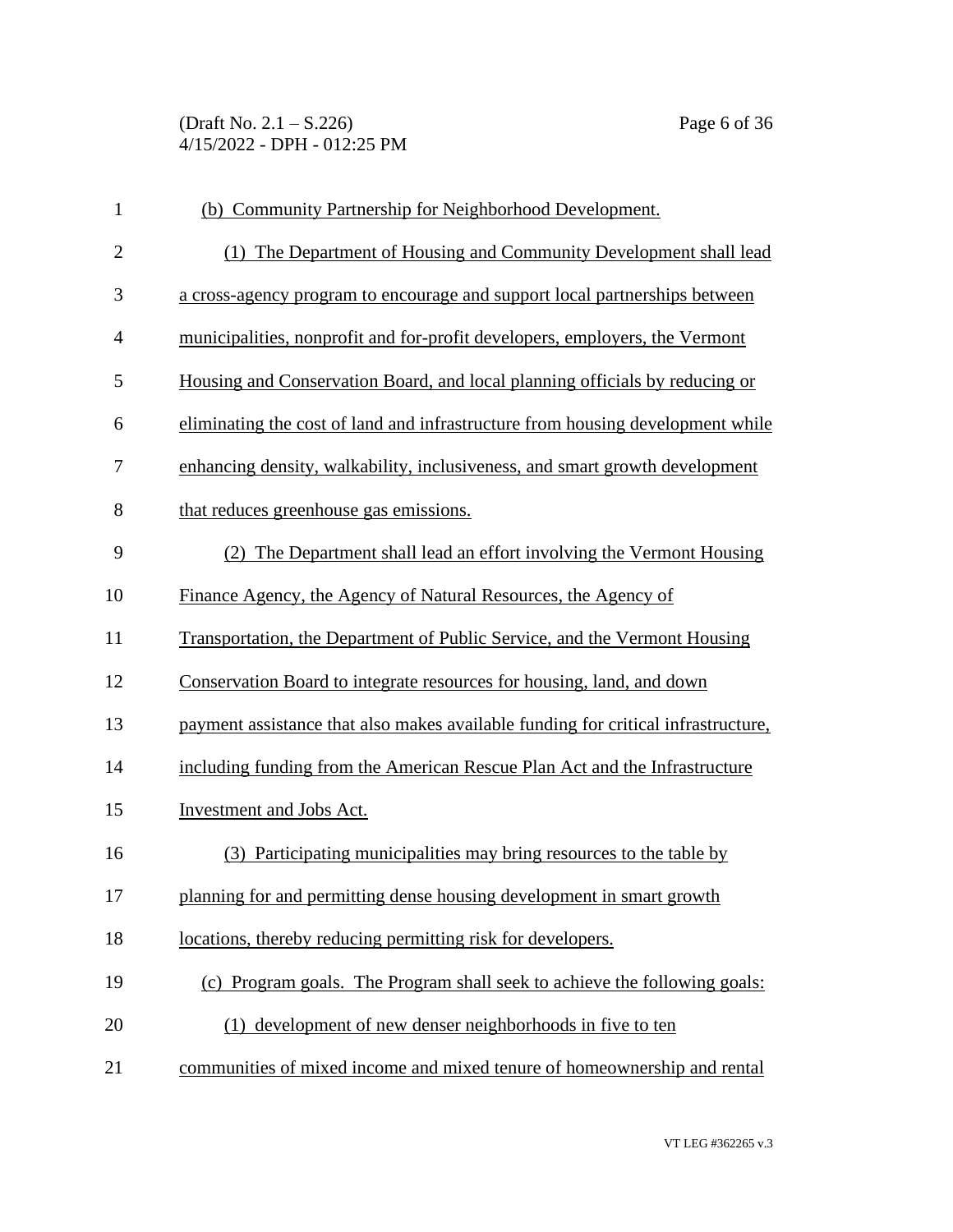(b) Community Partnership for Neighborhood Development.

(1) The Department of Housing and Community Development shall lead a cross-agency program to encourage and support local partnerships between municipalities, nonprofit and for-profit developers, employers, the Vermont Housing and Conservation Board, and local planning officials by reducing or eliminating the cost of land and infrastructure from housing development while enhancing density, walkability, inclusiveness, and smart growth development that reduces greenhouse gas emissions.

(2) The Department shall lead an effort involving the Vermont Housing Finance Agency, the Agency of Natural Resources, the Agency of Transportation, the Department of Public Service, and the Vermont Housing Conservation Board to integrate resources for housing, land, and down payment assistance that also makes available funding for critical infrastructure, including funding from the American Rescue Plan Act and the Infrastructure Investment and Jobs Act.

(3) Participating municipalities may bring resources to the table by planning for and permitting dense housing development in smart growth locations, thereby reducing permitting risk for developers.

(c) Program goals. The Program shall seek to achieve the following goals:

(1) development of new denser neighborhoods in five to ten communities of mixed income and mixed tenure of homeownership and rental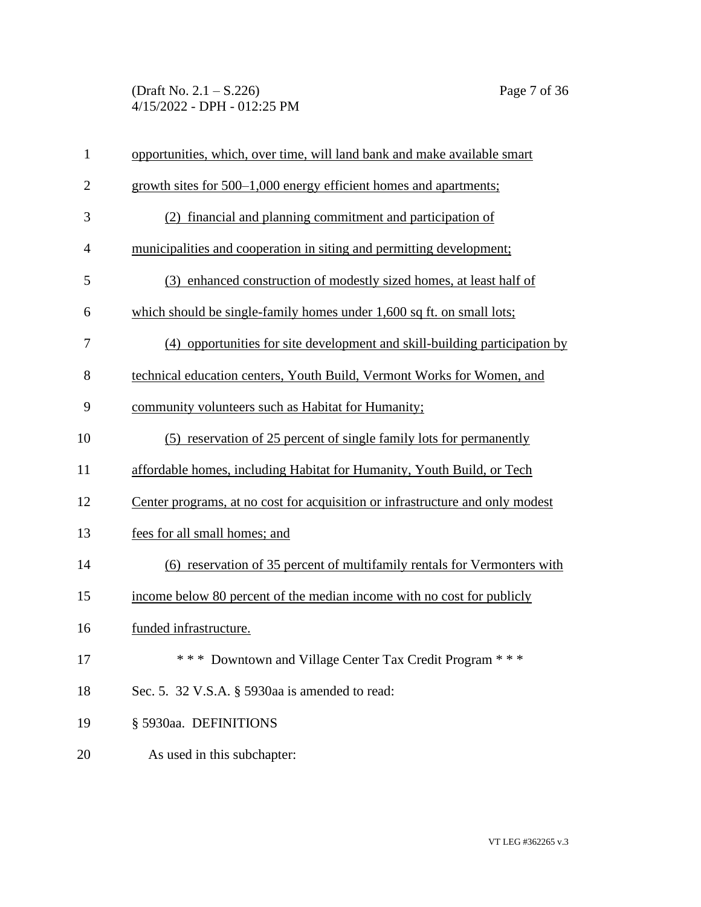opportunities, which, over time, will land bank and make available smart growth sites for 500–1,000 energy efficient homes and apartments;

(2) financial and planning commitment and participation of municipalities and cooperation in siting and permitting development;

(3) enhanced construction of modestly sized homes, at least half of which should be single-family homes under 1,600 sq ft. on small lots;

(4) opportunities for site development and skill-building participation by technical education centers, Youth Build, Vermont Works for Women, and community volunteers such as Habitat for Humanity;

(5) reservation of 25 percent of single family lots for permanently affordable homes, including Habitat for Humanity, Youth Build, or Tech Center programs, at no cost for acquisition or infrastructure and only modest fees for all small homes; and

(6) reservation of 35 percent of multifamily rentals for Vermonters with income below 80 percent of the median income with no cost for publicly funded infrastructure.

\* \* \* Downtown and Village Center Tax Credit Program \* \* \*

Sec. 5. 32 V.S.A. § 5930aa is amended to read:

§ 5930aa. DEFINITIONS

As used in this subchapter: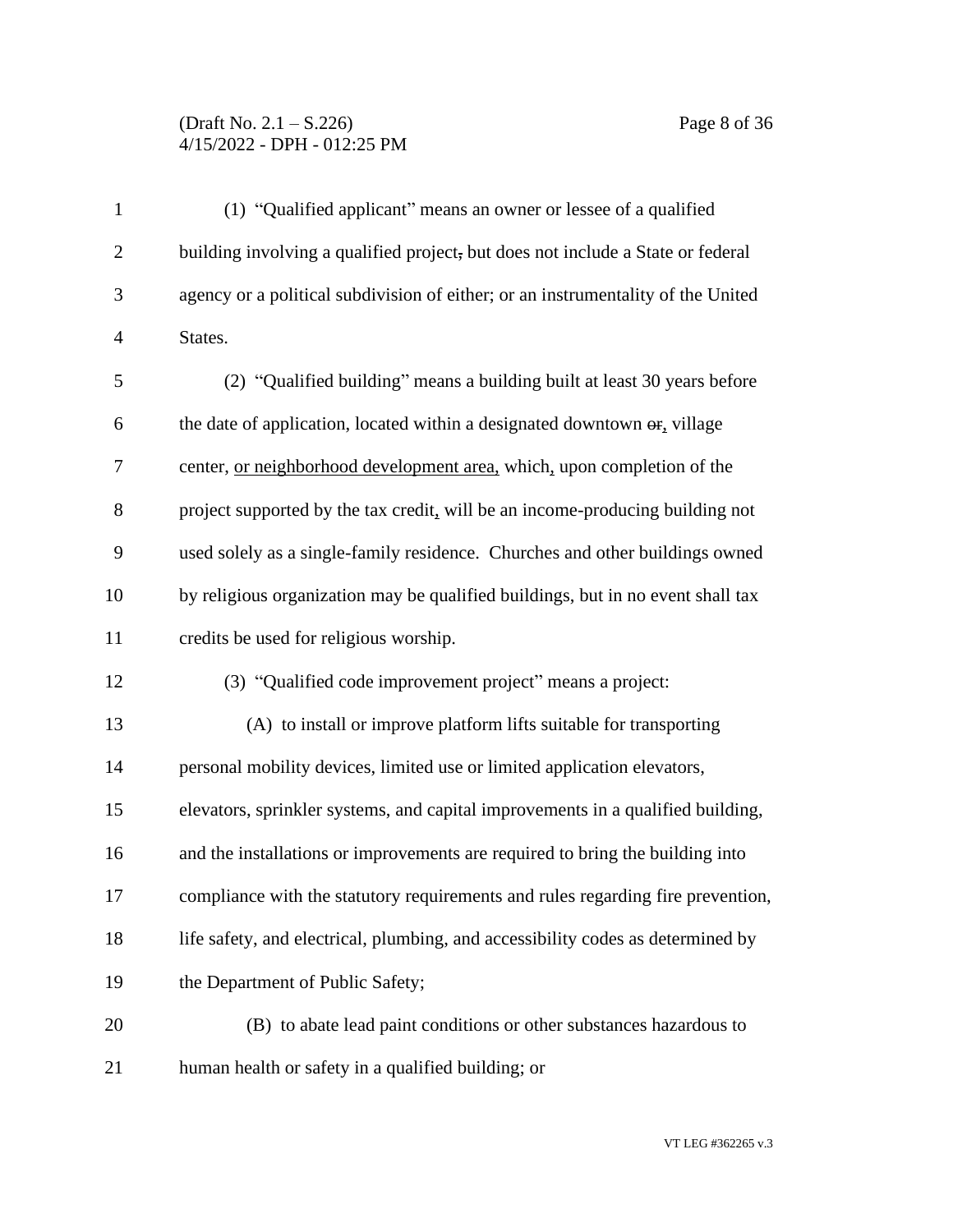(1) "Qualified applicant" means an owner or lessee of a qualified building involving a qualified project, but does not include a State or federal agency or a political subdivision of either; or an instrumentality of the United States.

(2) "Qualified building" means a building built at least 30 years before the date of application, located within a designated downtown or, village center, or neighborhood development area, which, upon completion of the project supported by the tax credit, will be an income-producing building not used solely as a single-family residence. Churches and other buildings owned by religious organization may be qualified buildings, but in no event shall tax credits be used for religious worship.

(3) "Qualified code improvement project" means a project:

(A) to install or improve platform lifts suitable for transporting personal mobility devices, limited use or limited application elevators, elevators, sprinkler systems, and capital improvements in a qualified building, and the installations or improvements are required to bring the building into compliance with the statutory requirements and rules regarding fire prevention, life safety, and electrical, plumbing, and accessibility codes as determined by the Department of Public Safety;

(B) to abate lead paint conditions or other substances hazardous to human health or safety in a qualified building; or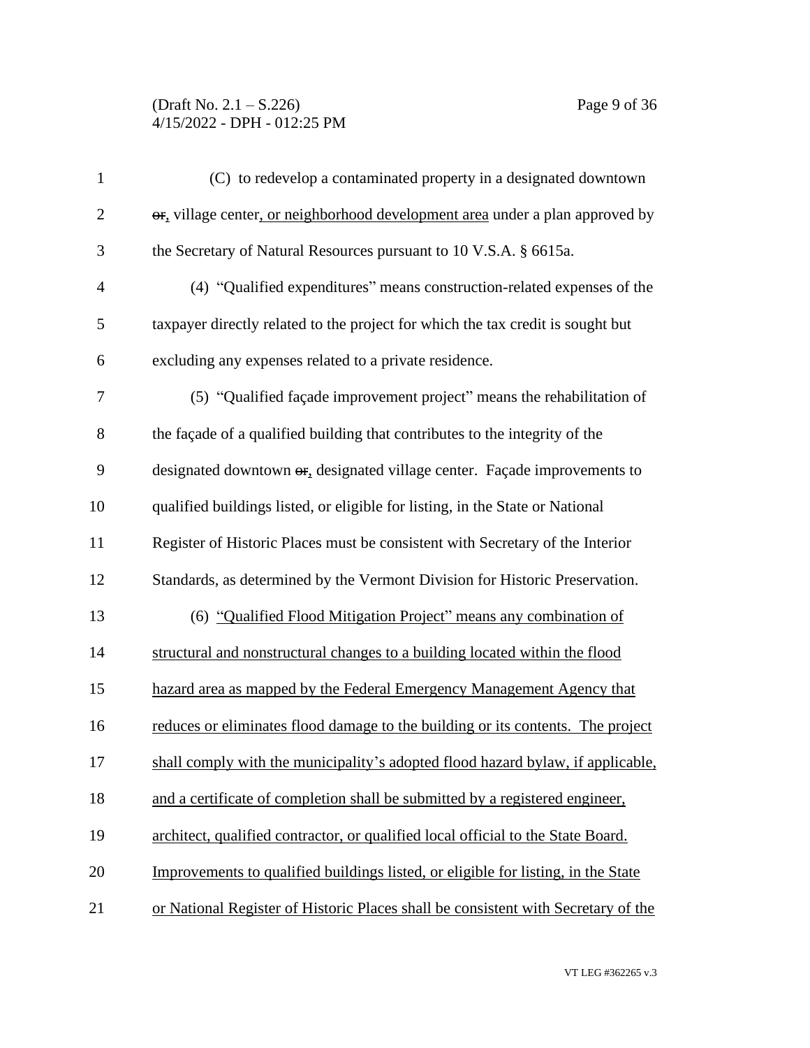(C) to redevelop a contaminated property in a designated downtown ~~or~~, village center, or neighborhood development area under a plan approved by the Secretary of Natural Resources pursuant to 10 V.S.A. § 6615a.

(4) "Qualified expenditures" means construction-related expenses of the taxpayer directly related to the project for which the tax credit is sought but excluding any expenses related to a private residence.

(5) "Qualified façade improvement project" means the rehabilitation of the façade of a qualified building that contributes to the integrity of the designated downtown ~~or~~, designated village center. Façade improvements to qualified buildings listed, or eligible for listing, in the State or National Register of Historic Places must be consistent with Secretary of the Interior Standards, as determined by the Vermont Division for Historic Preservation.

(6) <u>"Qualified Flood Mitigation Project" means any combination of structural and nonstructural changes to a building located within the flood hazard area as mapped by the Federal Emergency Management Agency that reduces or eliminates flood damage to the building or its contents. The project shall comply with the municipality's adopted flood hazard bylaw, if applicable, and a certificate of completion shall be submitted by a registered engineer, architect, qualified contractor, or qualified local official to the State Board. Improvements to qualified buildings listed, or eligible for listing, in the State or National Register of Historic Places shall be consistent with Secretary of the</u>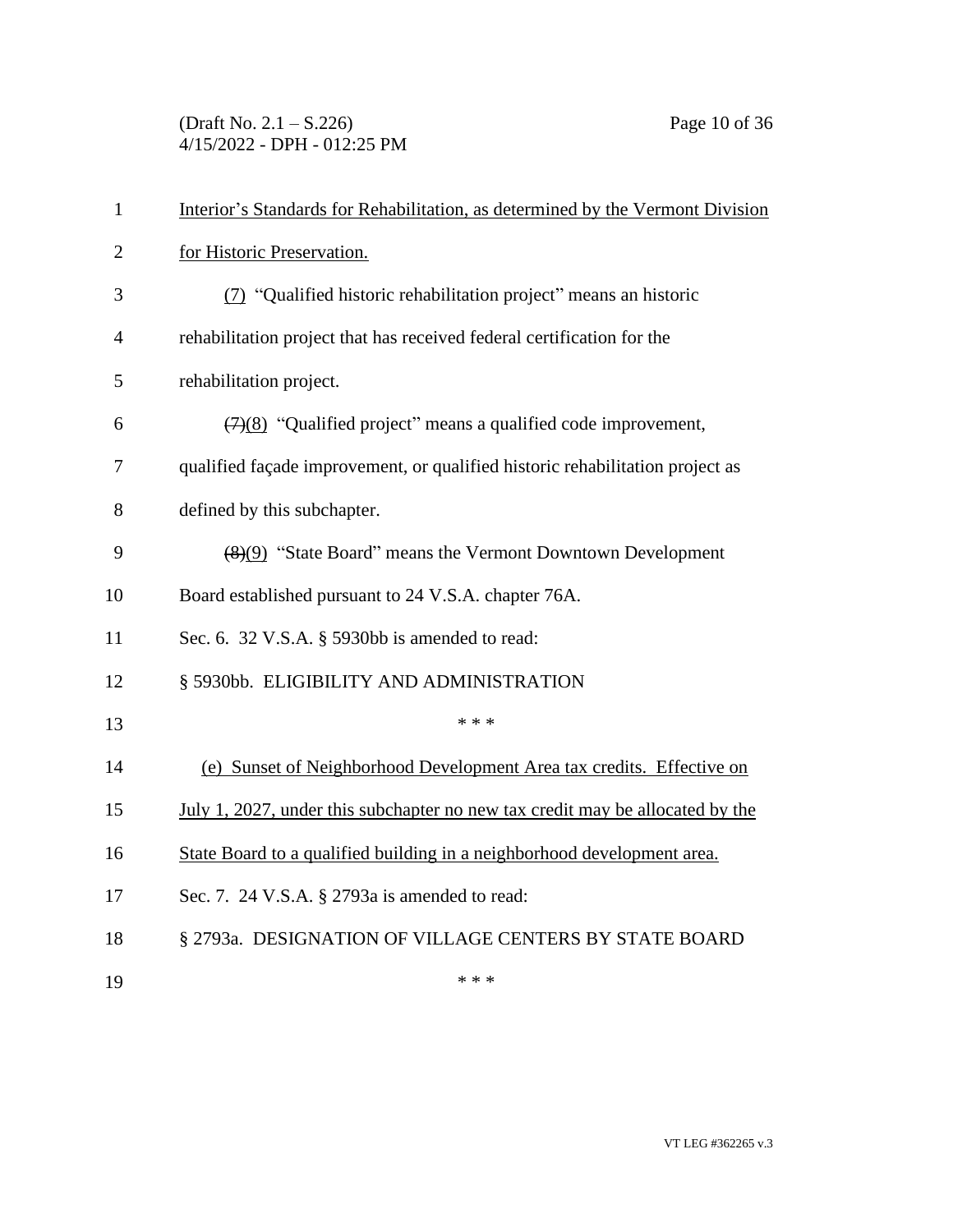Interior's Standards for Rehabilitation, as determined by the Vermont Division for Historic Preservation.

(7) "Qualified historic rehabilitation project" means an historic rehabilitation project that has received federal certification for the rehabilitation project.

~~(7)~~(8) "Qualified project" means a qualified code improvement, qualified façade improvement, or qualified historic rehabilitation project as defined by this subchapter.

~~(8)~~(9) "State Board" means the Vermont Downtown Development Board established pursuant to 24 V.S.A. chapter 76A.

Sec. 6. 32 V.S.A. § 5930bb is amended to read:

§ 5930bb. ELIGIBILITY AND ADMINISTRATION

\* \* \*

(e) Sunset of Neighborhood Development Area tax credits. Effective on July 1, 2027, under this subchapter no new tax credit may be allocated by the State Board to a qualified building in a neighborhood development area.

Sec. 7. 24 V.S.A. § 2793a is amended to read:

§ 2793a. DESIGNATION OF VILLAGE CENTERS BY STATE BOARD

\* \* \*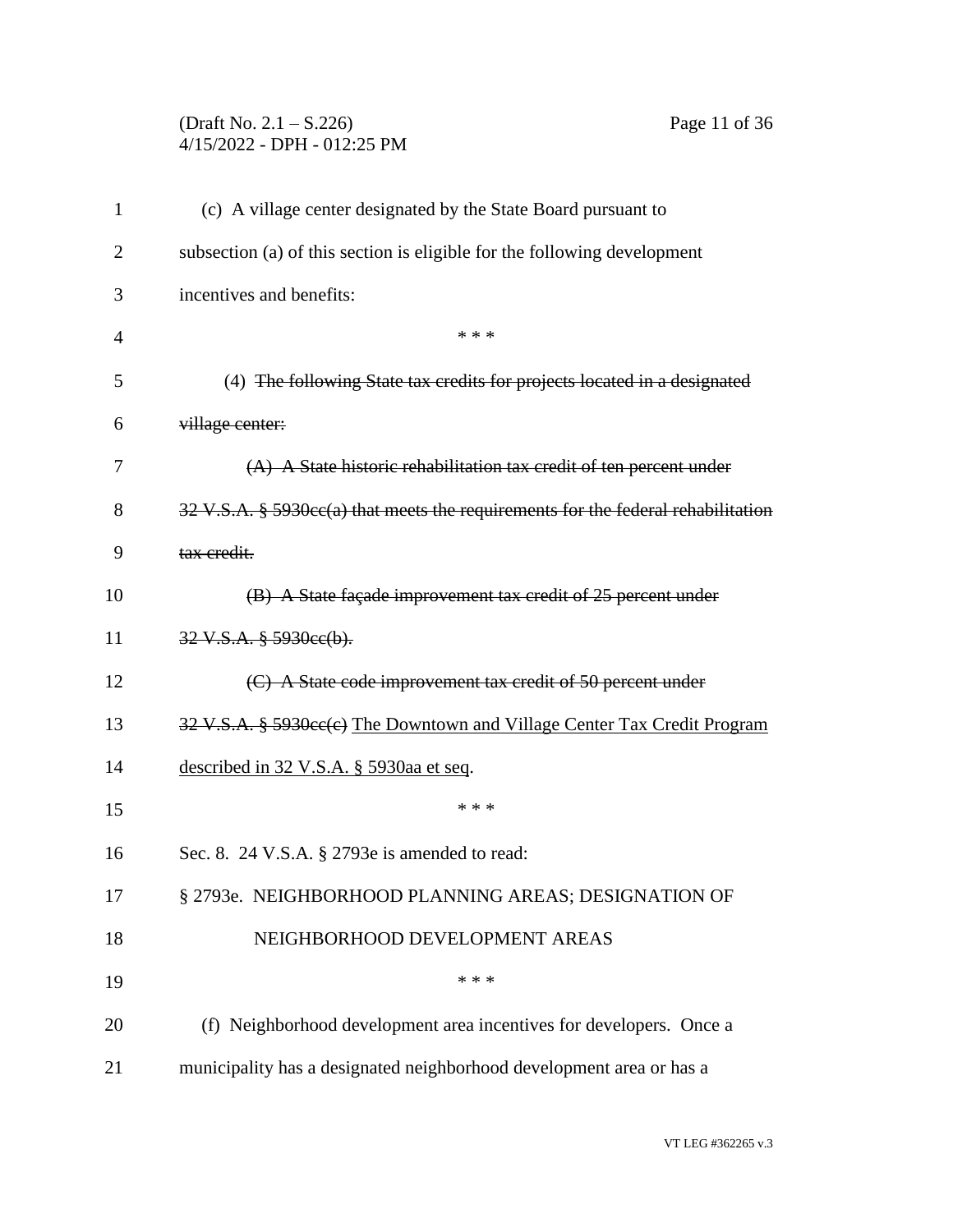(c) A village center designated by the State Board pursuant to subsection (a) of this section is eligible for the following development incentives and benefits:

\* \* \*

(4) ~~The following State tax credits for projects located in a designated village center:~~

~~(A) A State historic rehabilitation tax credit of ten percent under 32 V.S.A. § 5930cc(a) that meets the requirements for the federal rehabilitation tax credit.~~

~~(B) A State façade improvement tax credit of 25 percent under 32 V.S.A. § 5930cc(b).~~

~~(C) A State code improvement tax credit of 50 percent under 32 V.S.A. § 5930cc(c)~~ <u>The Downtown and Village Center Tax Credit Program described in 32 V.S.A. § 5930aa et seq</u>.

\* \* \*

Sec. 8. 24 V.S.A. § 2793e is amended to read:

§ 2793e. NEIGHBORHOOD PLANNING AREAS; DESIGNATION OF NEIGHBORHOOD DEVELOPMENT AREAS

\* \* \*

(f) Neighborhood development area incentives for developers. Once a municipality has a designated neighborhood development area or has a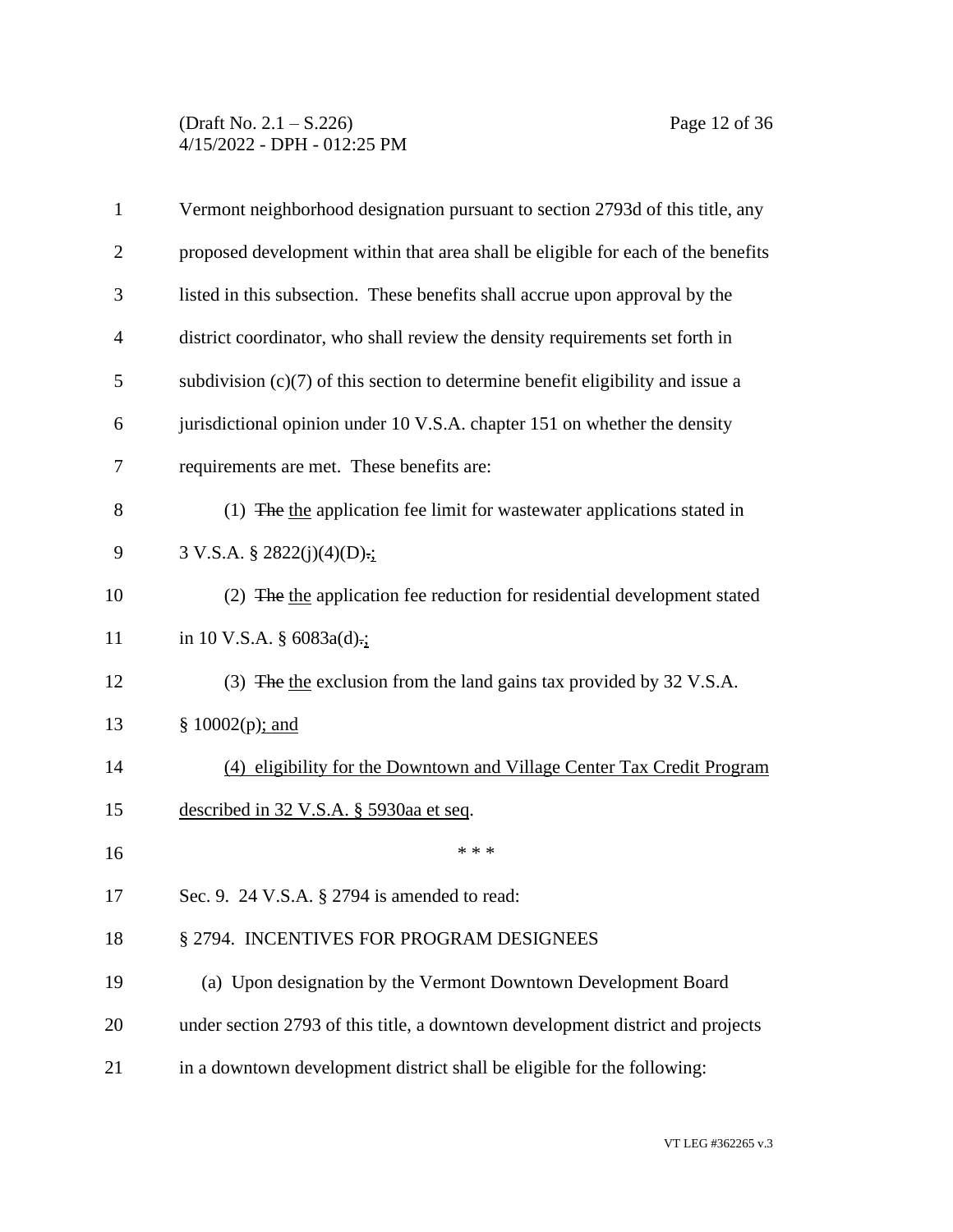Vermont neighborhood designation pursuant to section 2793d of this title, any proposed development within that area shall be eligible for each of the benefits listed in this subsection. These benefits shall accrue upon approval by the district coordinator, who shall review the density requirements set forth in subdivision (c)(7) of this section to determine benefit eligibility and issue a jurisdictional opinion under 10 V.S.A. chapter 151 on whether the density requirements are met. These benefits are:

(1) ~~The~~ the application fee limit for wastewater applications stated in 3 V.S.A. § 2822(j)(4)(D)~~.~~;

(2) ~~The~~ the application fee reduction for residential development stated in 10 V.S.A. § 6083a(d)~~.~~;

(3) ~~The~~ the exclusion from the land gains tax provided by 32 V.S.A. § 10002(p); and

(4) eligibility for the Downtown and Village Center Tax Credit Program described in 32 V.S.A. § 5930aa et seq.

\* \* \*

Sec. 9. 24 V.S.A. § 2794 is amended to read:

§ 2794. INCENTIVES FOR PROGRAM DESIGNEES

(a) Upon designation by the Vermont Downtown Development Board under section 2793 of this title, a downtown development district and projects in a downtown development district shall be eligible for the following: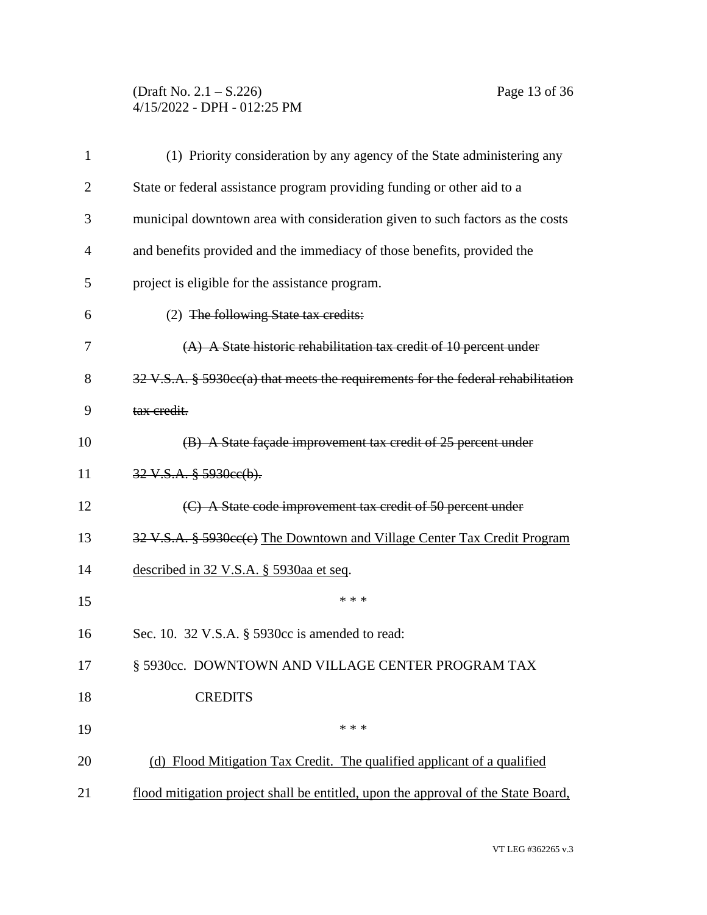(1) Priority consideration by any agency of the State administering any State or federal assistance program providing funding or other aid to a municipal downtown area with consideration given to such factors as the costs and benefits provided and the immediacy of those benefits, provided the project is eligible for the assistance program.

(2) ~~The following State tax credits:~~

~~(A) A State historic rehabilitation tax credit of 10 percent under 32 V.S.A. § 5930cc(a) that meets the requirements for the federal rehabilitation tax credit.~~

~~(B) A State façade improvement tax credit of 25 percent under 32 V.S.A. § 5930cc(b).~~

~~(C) A State code improvement tax credit of 50 percent under 32 V.S.A. § 5930cc(c)~~ <u>The Downtown and Village Center Tax Credit Program described in 32 V.S.A. § 5930aa et seq</u>.

\* \* \*

Sec. 10. 32 V.S.A. § 5930cc is amended to read:

§ 5930cc. DOWNTOWN AND VILLAGE CENTER PROGRAM TAX CREDITS

\* \* \*

<u>(d) Flood Mitigation Tax Credit. The qualified applicant of a qualified flood mitigation project shall be entitled, upon the approval of the State Board,</u>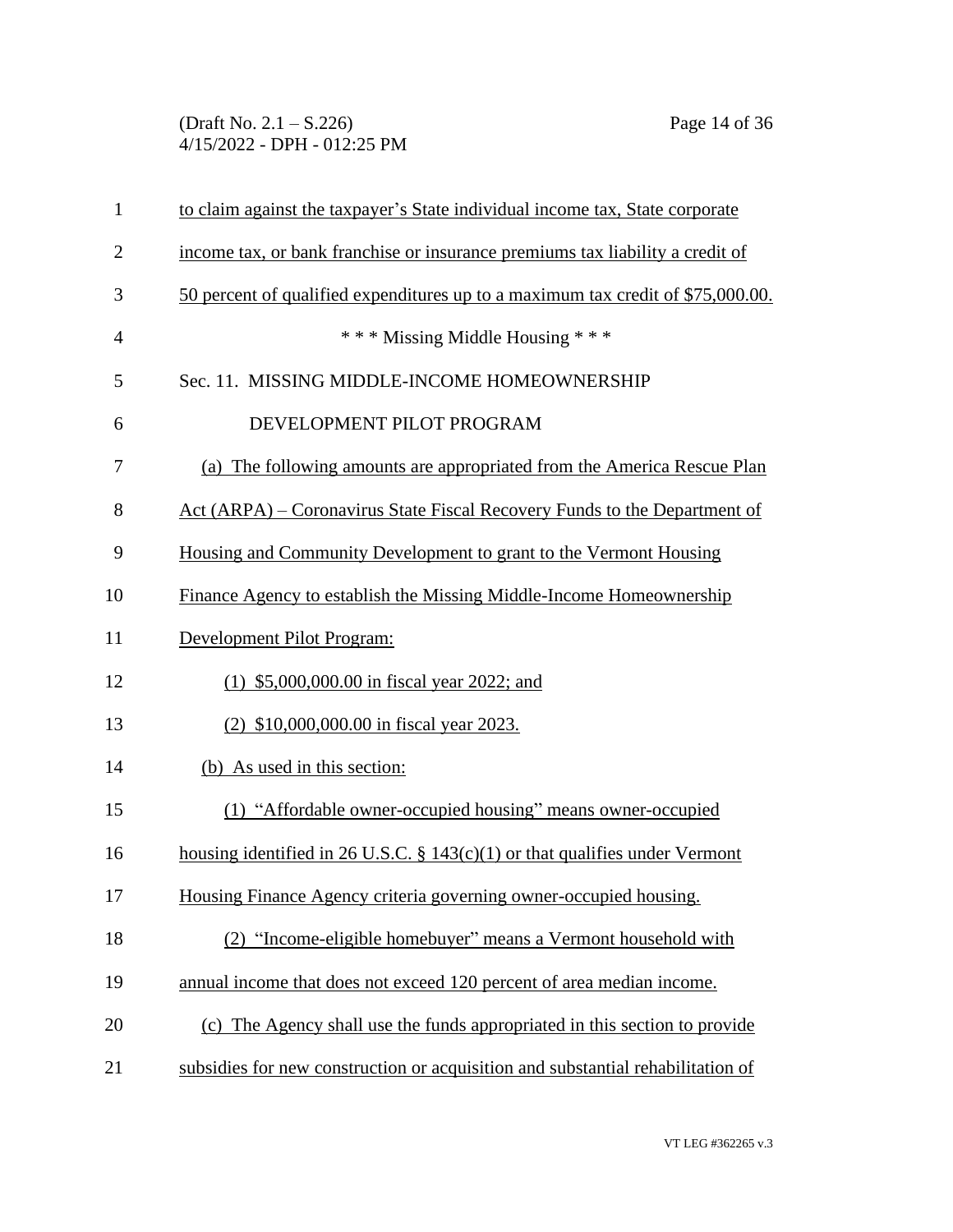to claim against the taxpayer's State individual income tax, State corporate income tax, or bank franchise or insurance premiums tax liability a credit of 50 percent of qualified expenditures up to a maximum tax credit of $75,000.00.

\* \* \* Missing Middle Housing \* \* \*

Sec. 11. MISSING MIDDLE-INCOME HOMEOWNERSHIP DEVELOPMENT PILOT PROGRAM

(a) The following amounts are appropriated from the America Rescue Plan Act (ARPA) – Coronavirus State Fiscal Recovery Funds to the Department of Housing and Community Development to grant to the Vermont Housing Finance Agency to establish the Missing Middle-Income Homeownership Development Pilot Program:

(1) $5,000,000.00 in fiscal year 2022; and

(2) $10,000,000.00 in fiscal year 2023.

(b) As used in this section:

(1) "Affordable owner-occupied housing" means owner-occupied housing identified in 26 U.S.C. § 143(c)(1) or that qualifies under Vermont Housing Finance Agency criteria governing owner-occupied housing.

(2) "Income-eligible homebuyer" means a Vermont household with annual income that does not exceed 120 percent of area median income.

(c) The Agency shall use the funds appropriated in this section to provide subsidies for new construction or acquisition and substantial rehabilitation of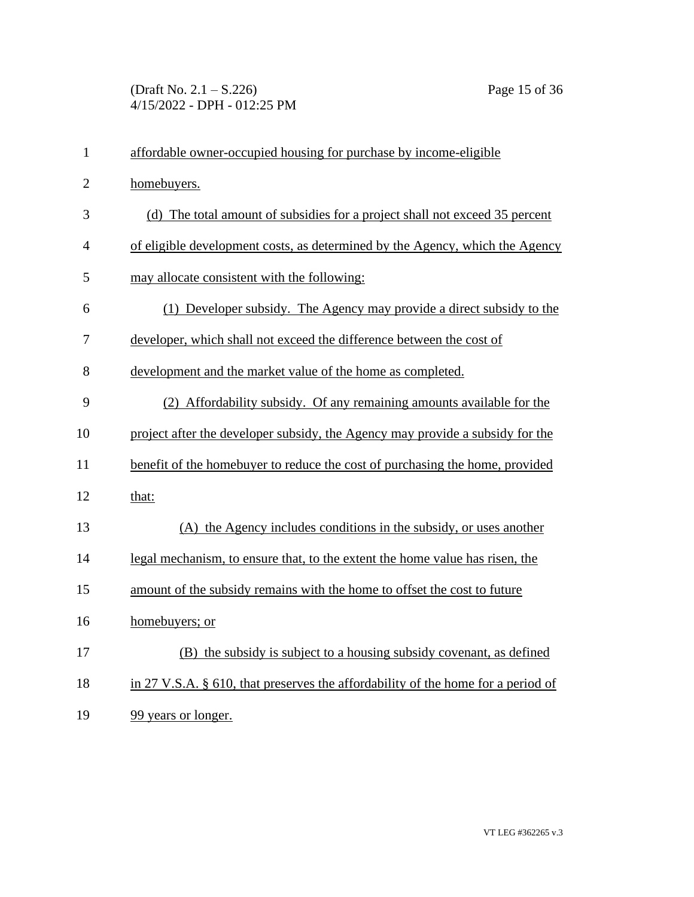affordable owner-occupied housing for purchase by income-eligible homebuyers.

(d) The total amount of subsidies for a project shall not exceed 35 percent of eligible development costs, as determined by the Agency, which the Agency may allocate consistent with the following:

(1) Developer subsidy. The Agency may provide a direct subsidy to the developer, which shall not exceed the difference between the cost of development and the market value of the home as completed.

(2) Affordability subsidy. Of any remaining amounts available for the project after the developer subsidy, the Agency may provide a subsidy for the benefit of the homebuyer to reduce the cost of purchasing the home, provided that:

(A) the Agency includes conditions in the subsidy, or uses another legal mechanism, to ensure that, to the extent the home value has risen, the amount of the subsidy remains with the home to offset the cost to future homebuyers; or

(B) the subsidy is subject to a housing subsidy covenant, as defined in 27 V.S.A. § 610, that preserves the affordability of the home for a period of 99 years or longer.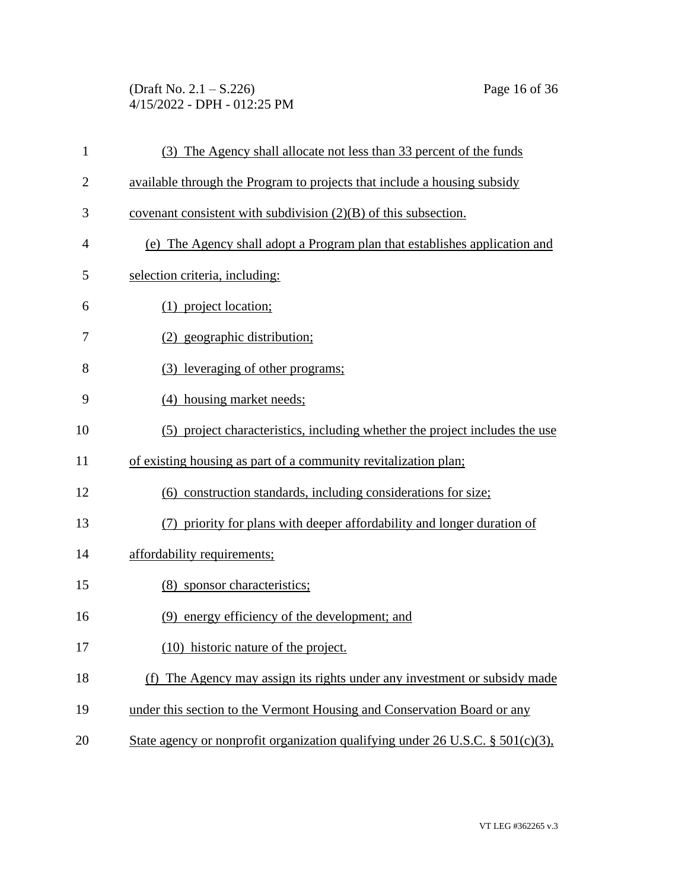(3) The Agency shall allocate not less than 33 percent of the funds available through the Program to projects that include a housing subsidy covenant consistent with subdivision (2)(B) of this subsection.

(e) The Agency shall adopt a Program plan that establishes application and selection criteria, including:

(1) project location;

(2) geographic distribution;

(3) leveraging of other programs;

(4) housing market needs;

(5) project characteristics, including whether the project includes the use of existing housing as part of a community revitalization plan;

(6) construction standards, including considerations for size;

(7) priority for plans with deeper affordability and longer duration of affordability requirements;

(8) sponsor characteristics;

(9) energy efficiency of the development; and

(10) historic nature of the project.

(f) The Agency may assign its rights under any investment or subsidy made under this section to the Vermont Housing and Conservation Board or any State agency or nonprofit organization qualifying under 26 U.S.C. § 501(c)(3),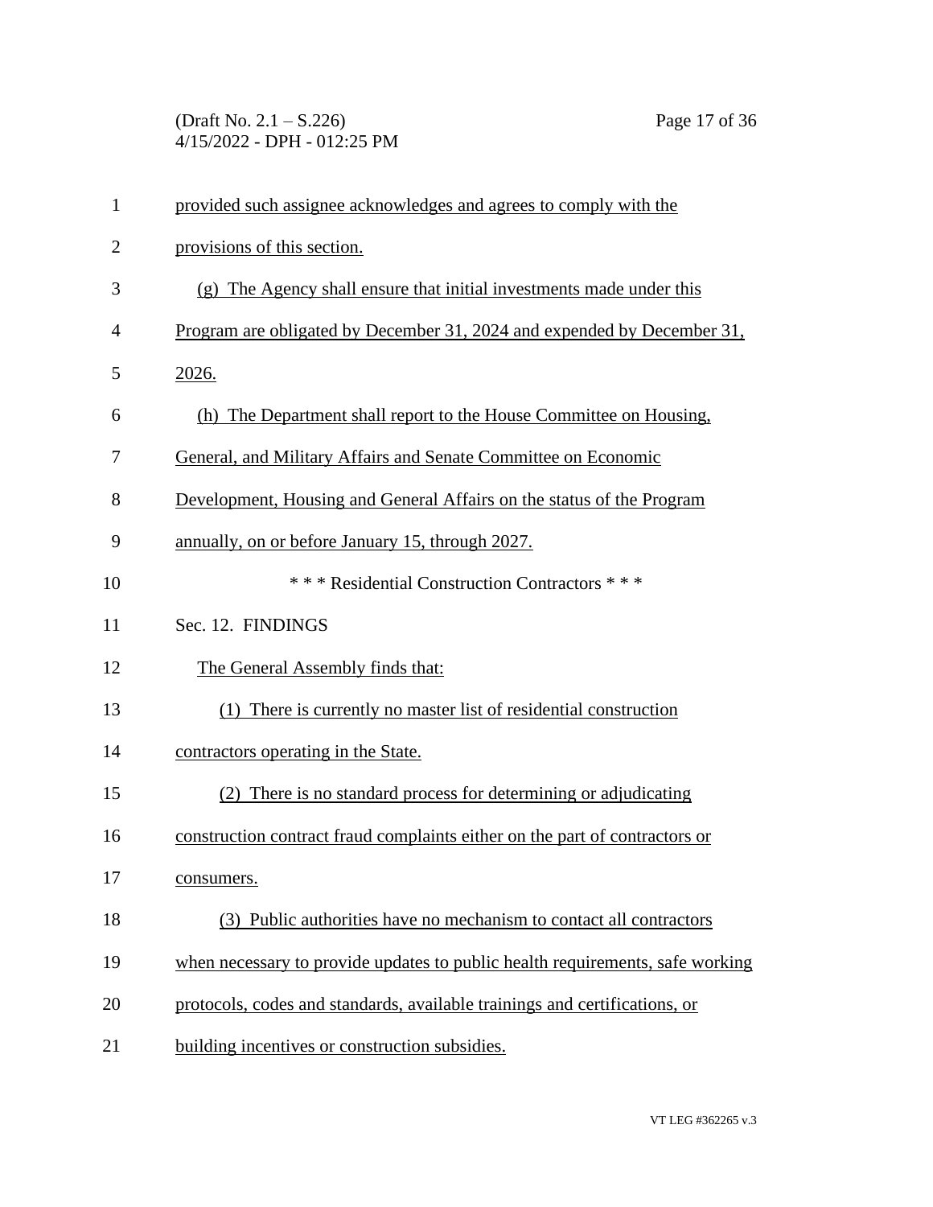provided such assignee acknowledges and agrees to comply with the provisions of this section.

(g) The Agency shall ensure that initial investments made under this Program are obligated by December 31, 2024 and expended by December 31, 2026.

(h) The Department shall report to the House Committee on Housing, General, and Military Affairs and Senate Committee on Economic Development, Housing and General Affairs on the status of the Program annually, on or before January 15, through 2027.

\* \* \* Residential Construction Contractors \* \* \*

Sec. 12. FINDINGS

The General Assembly finds that:

(1) There is currently no master list of residential construction contractors operating in the State.

(2) There is no standard process for determining or adjudicating construction contract fraud complaints either on the part of contractors or consumers.

(3) Public authorities have no mechanism to contact all contractors when necessary to provide updates to public health requirements, safe working protocols, codes and standards, available trainings and certifications, or building incentives or construction subsidies.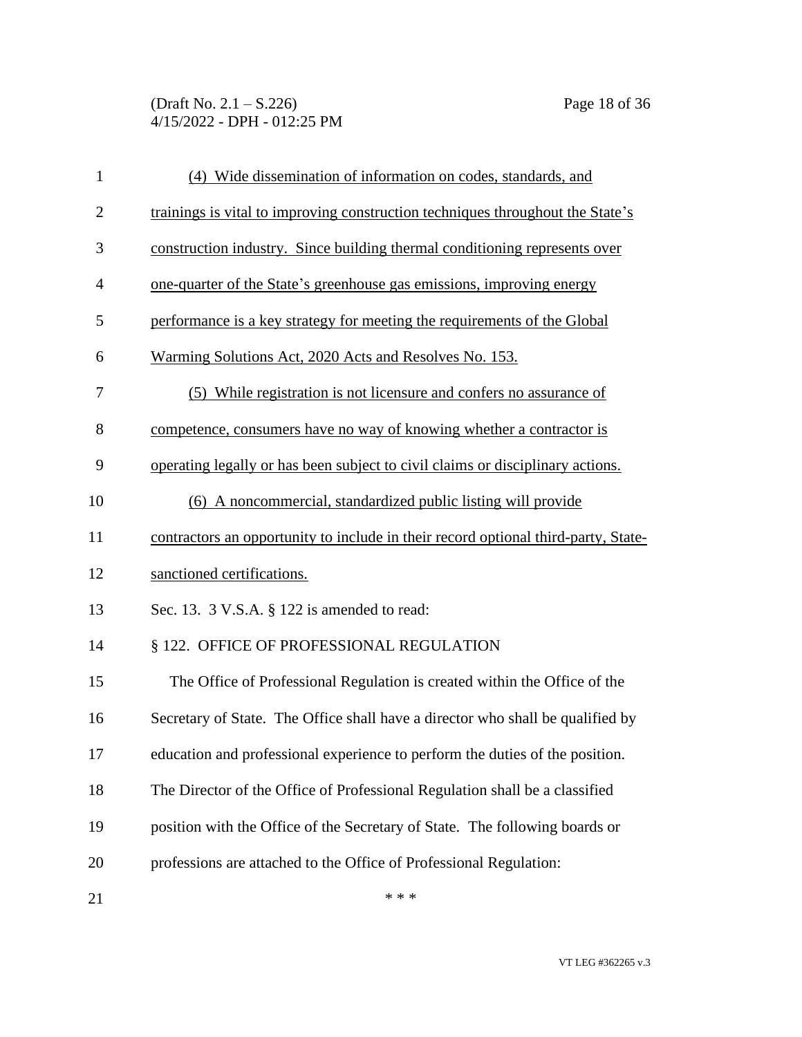(4) Wide dissemination of information on codes, standards, and trainings is vital to improving construction techniques throughout the State's construction industry. Since building thermal conditioning represents over one-quarter of the State's greenhouse gas emissions, improving energy performance is a key strategy for meeting the requirements of the Global Warming Solutions Act, 2020 Acts and Resolves No. 153.

(5) While registration is not licensure and confers no assurance of competence, consumers have no way of knowing whether a contractor is operating legally or has been subject to civil claims or disciplinary actions.

(6) A noncommercial, standardized public listing will provide contractors an opportunity to include in their record optional third-party, State-sanctioned certifications.

Sec. 13. 3 V.S.A. § 122 is amended to read:

§ 122. OFFICE OF PROFESSIONAL REGULATION

The Office of Professional Regulation is created within the Office of the Secretary of State. The Office shall have a director who shall be qualified by education and professional experience to perform the duties of the position. The Director of the Office of Professional Regulation shall be a classified position with the Office of the Secretary of State. The following boards or professions are attached to the Office of Professional Regulation:

\* \* \*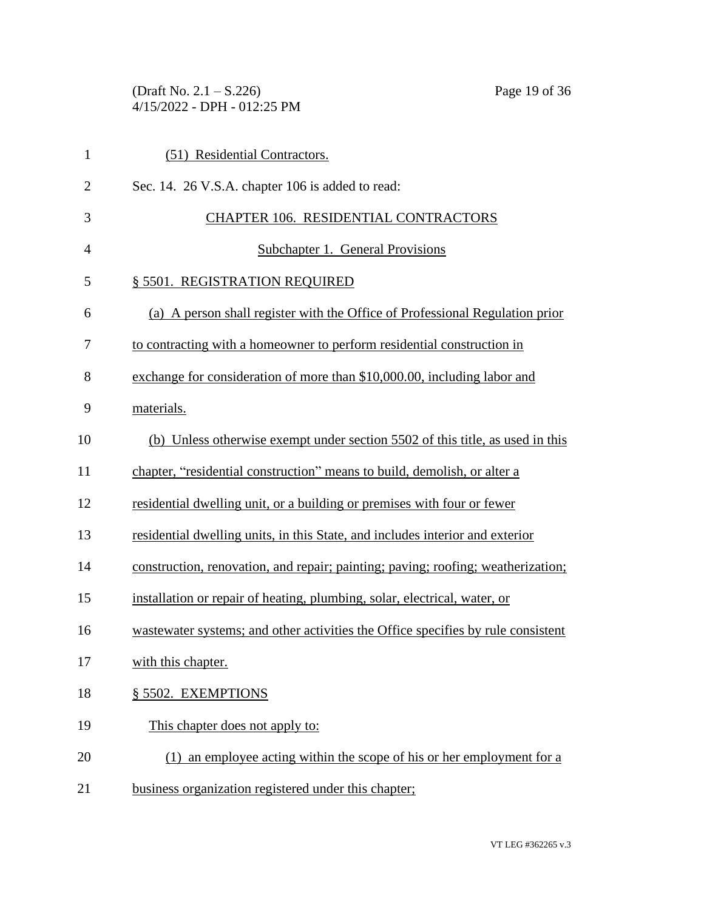(51) Residential Contractors.

Sec. 14. 26 V.S.A. chapter 106 is added to read:

## CHAPTER 106. RESIDENTIAL CONTRACTORS

### Subchapter 1. General Provisions

#### § 5501. REGISTRATION REQUIRED

(a) A person shall register with the Office of Professional Regulation prior to contracting with a homeowner to perform residential construction in exchange for consideration of more than \$10,000.00, including labor and materials.

(b) Unless otherwise exempt under section 5502 of this title, as used in this chapter, "residential construction" means to build, demolish, or alter a residential dwelling unit, or a building or premises with four or fewer residential dwelling units, in this State, and includes interior and exterior construction, renovation, and repair; painting; paving; roofing; weatherization; installation or repair of heating, plumbing, solar, electrical, water, or wastewater systems; and other activities the Office specifies by rule consistent with this chapter.

#### § 5502. EXEMPTIONS

This chapter does not apply to:

(1) an employee acting within the scope of his or her employment for a business organization registered under this chapter;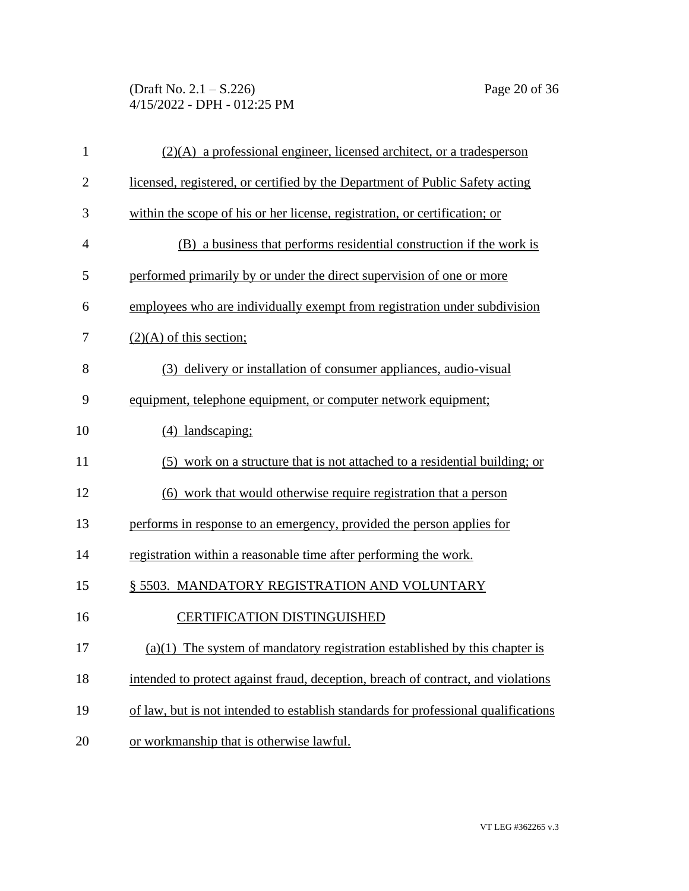(2)(A) a professional engineer, licensed architect, or a tradesperson licensed, registered, or certified by the Department of Public Safety acting within the scope of his or her license, registration, or certification; or

(B) a business that performs residential construction if the work is performed primarily by or under the direct supervision of one or more employees who are individually exempt from registration under subdivision (2)(A) of this section;

(3) delivery or installation of consumer appliances, audio-visual equipment, telephone equipment, or computer network equipment;

(4) landscaping;

(5) work on a structure that is not attached to a residential building; or

(6) work that would otherwise require registration that a person performs in response to an emergency, provided the person applies for registration within a reasonable time after performing the work.

§ 5503. MANDATORY REGISTRATION AND VOLUNTARY CERTIFICATION DISTINGUISHED

(a)(1) The system of mandatory registration established by this chapter is intended to protect against fraud, deception, breach of contract, and violations of law, but is not intended to establish standards for professional qualifications or workmanship that is otherwise lawful.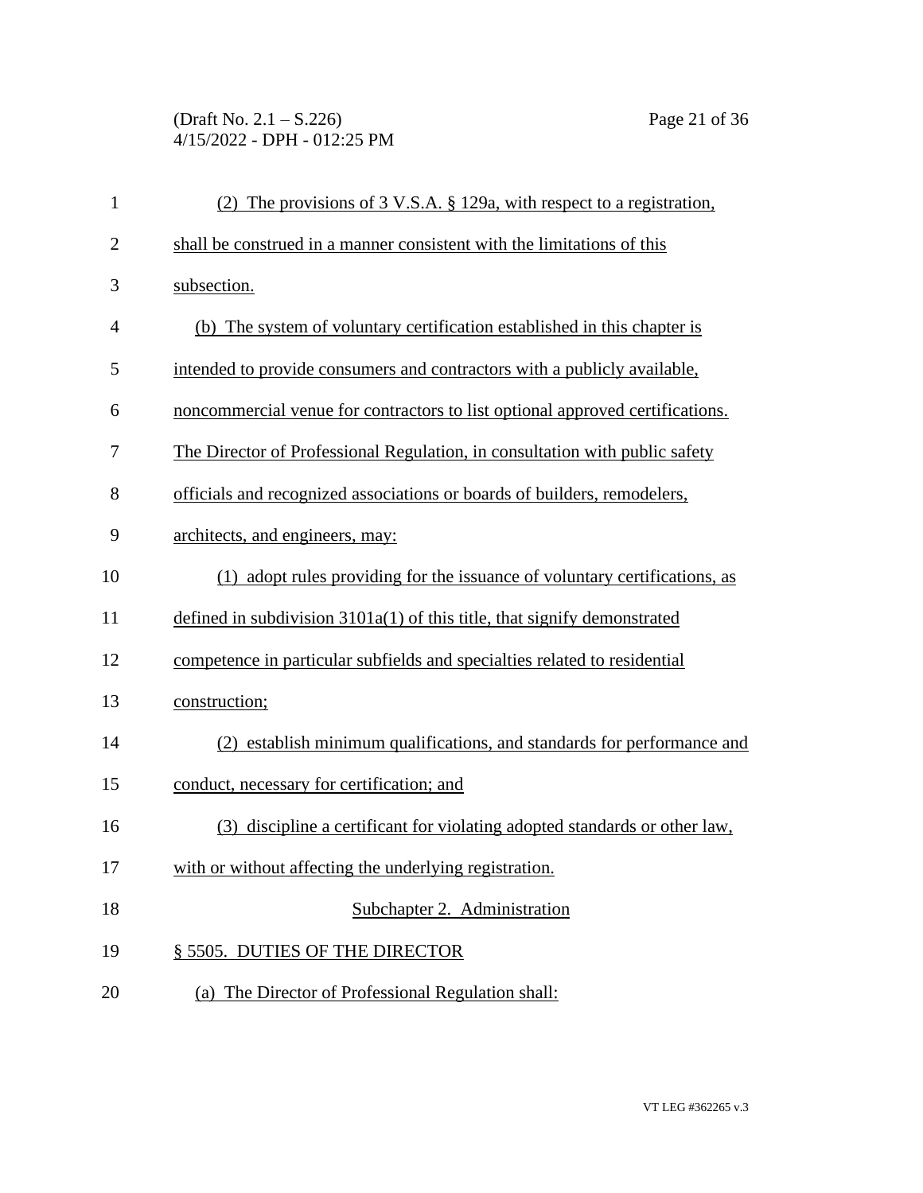(2) The provisions of 3 V.S.A. § 129a, with respect to a registration, shall be construed in a manner consistent with the limitations of this subsection.

(b) The system of voluntary certification established in this chapter is intended to provide consumers and contractors with a publicly available, noncommercial venue for contractors to list optional approved certifications. The Director of Professional Regulation, in consultation with public safety officials and recognized associations or boards of builders, remodelers, architects, and engineers, may:

(1) adopt rules providing for the issuance of voluntary certifications, as defined in subdivision 3101a(1) of this title, that signify demonstrated competence in particular subfields and specialties related to residential construction;

(2) establish minimum qualifications, and standards for performance and conduct, necessary for certification; and

(3) discipline a certificant for violating adopted standards or other law, with or without affecting the underlying registration.

## Subchapter 2. Administration

### § 5505. DUTIES OF THE DIRECTOR

(a) The Director of Professional Regulation shall: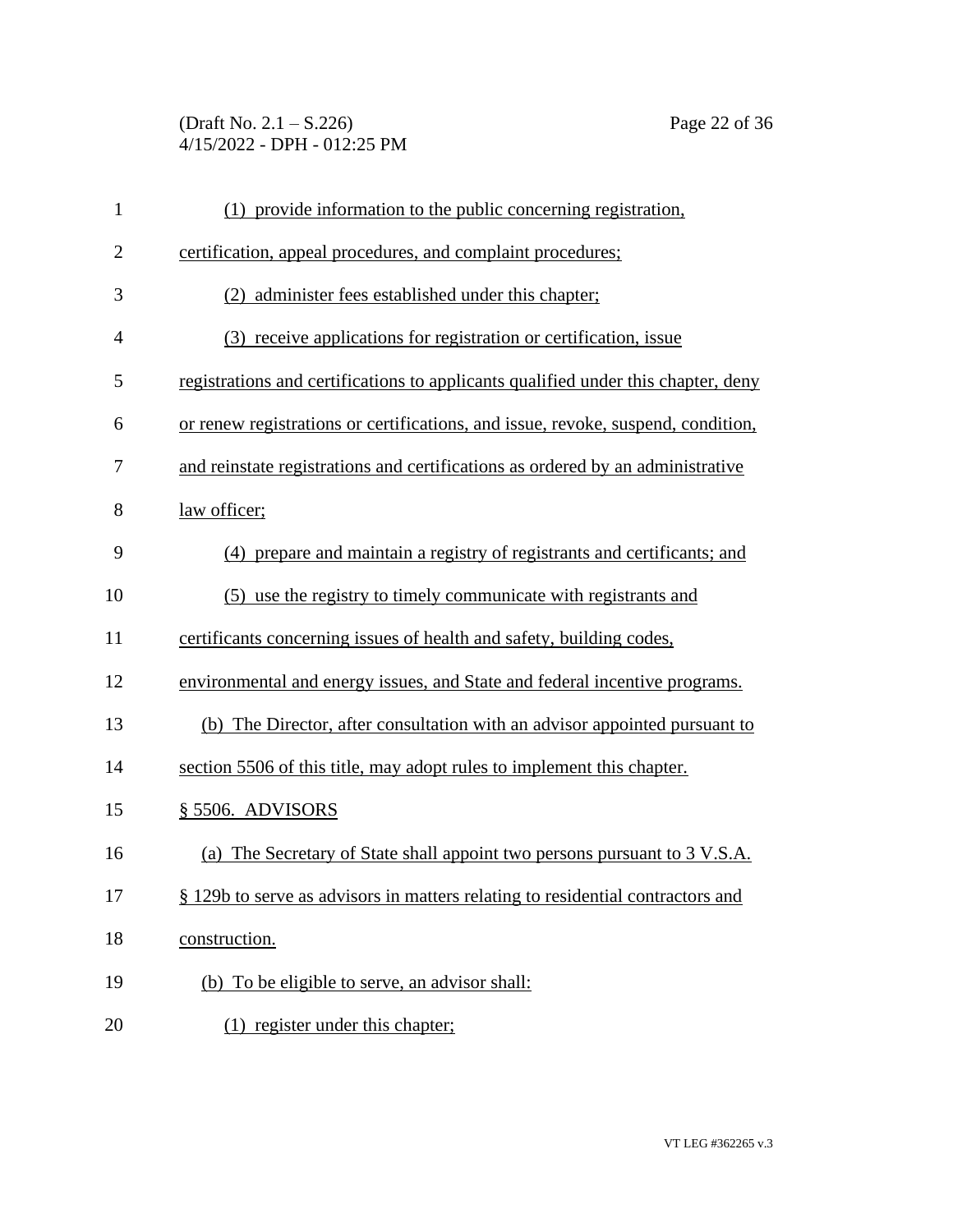(1) provide information to the public concerning registration, certification, appeal procedures, and complaint procedures;

(2) administer fees established under this chapter;

(3) receive applications for registration or certification, issue registrations and certifications to applicants qualified under this chapter, deny or renew registrations or certifications, and issue, revoke, suspend, condition, and reinstate registrations and certifications as ordered by an administrative law officer;

(4) prepare and maintain a registry of registrants and certificants; and

(5) use the registry to timely communicate with registrants and certificants concerning issues of health and safety, building codes, environmental and energy issues, and State and federal incentive programs.

(b) The Director, after consultation with an advisor appointed pursuant to section 5506 of this title, may adopt rules to implement this chapter.

§ 5506. ADVISORS

(a) The Secretary of State shall appoint two persons pursuant to 3 V.S.A. § 129b to serve as advisors in matters relating to residential contractors and construction.

(b) To be eligible to serve, an advisor shall:

(1) register under this chapter;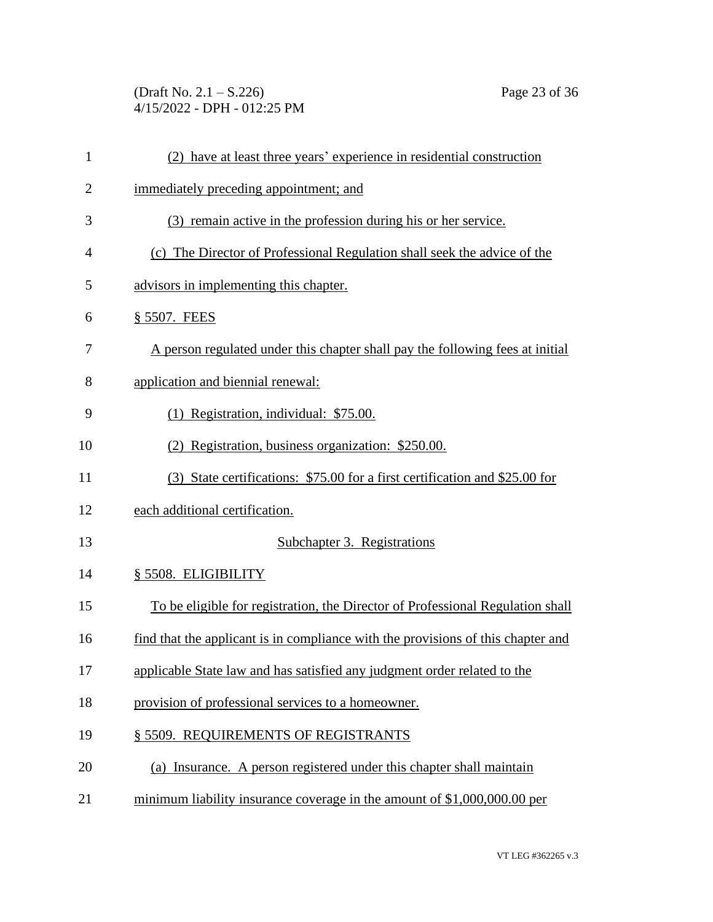(2) have at least three years' experience in residential construction immediately preceding appointment; and

(3) remain active in the profession during his or her service.

(c) The Director of Professional Regulation shall seek the advice of the advisors in implementing this chapter.

§ 5507. FEES

A person regulated under this chapter shall pay the following fees at initial application and biennial renewal:

(1) Registration, individual: $75.00.

(2) Registration, business organization: $250.00.

(3) State certifications: $75.00 for a first certification and $25.00 for each additional certification.

Subchapter 3. Registrations

§ 5508. ELIGIBILITY

To be eligible for registration, the Director of Professional Regulation shall find that the applicant is in compliance with the provisions of this chapter and applicable State law and has satisfied any judgment order related to the provision of professional services to a homeowner.

§ 5509. REQUIREMENTS OF REGISTRANTS

(a) Insurance. A person registered under this chapter shall maintain minimum liability insurance coverage in the amount of $1,000,000.00 per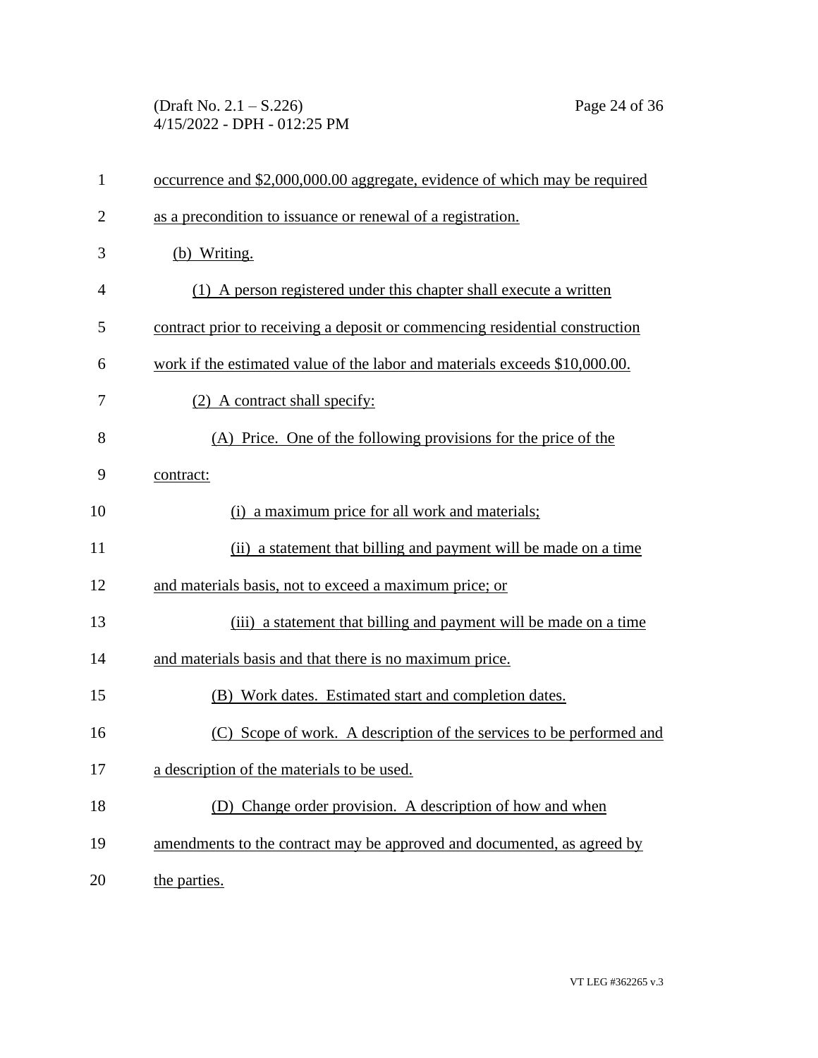occurrence and $2,000,000.00 aggregate, evidence of which may be required as a precondition to issuance or renewal of a registration.

(b) Writing.

(1) A person registered under this chapter shall execute a written contract prior to receiving a deposit or commencing residential construction work if the estimated value of the labor and materials exceeds $10,000.00.

(2) A contract shall specify:

(A) Price. One of the following provisions for the price of the contract:

(i) a maximum price for all work and materials;

(ii) a statement that billing and payment will be made on a time and materials basis, not to exceed a maximum price; or

(iii) a statement that billing and payment will be made on a time and materials basis and that there is no maximum price.

(B) Work dates. Estimated start and completion dates.

(C) Scope of work. A description of the services to be performed and a description of the materials to be used.

(D) Change order provision. A description of how and when amendments to the contract may be approved and documented, as agreed by the parties.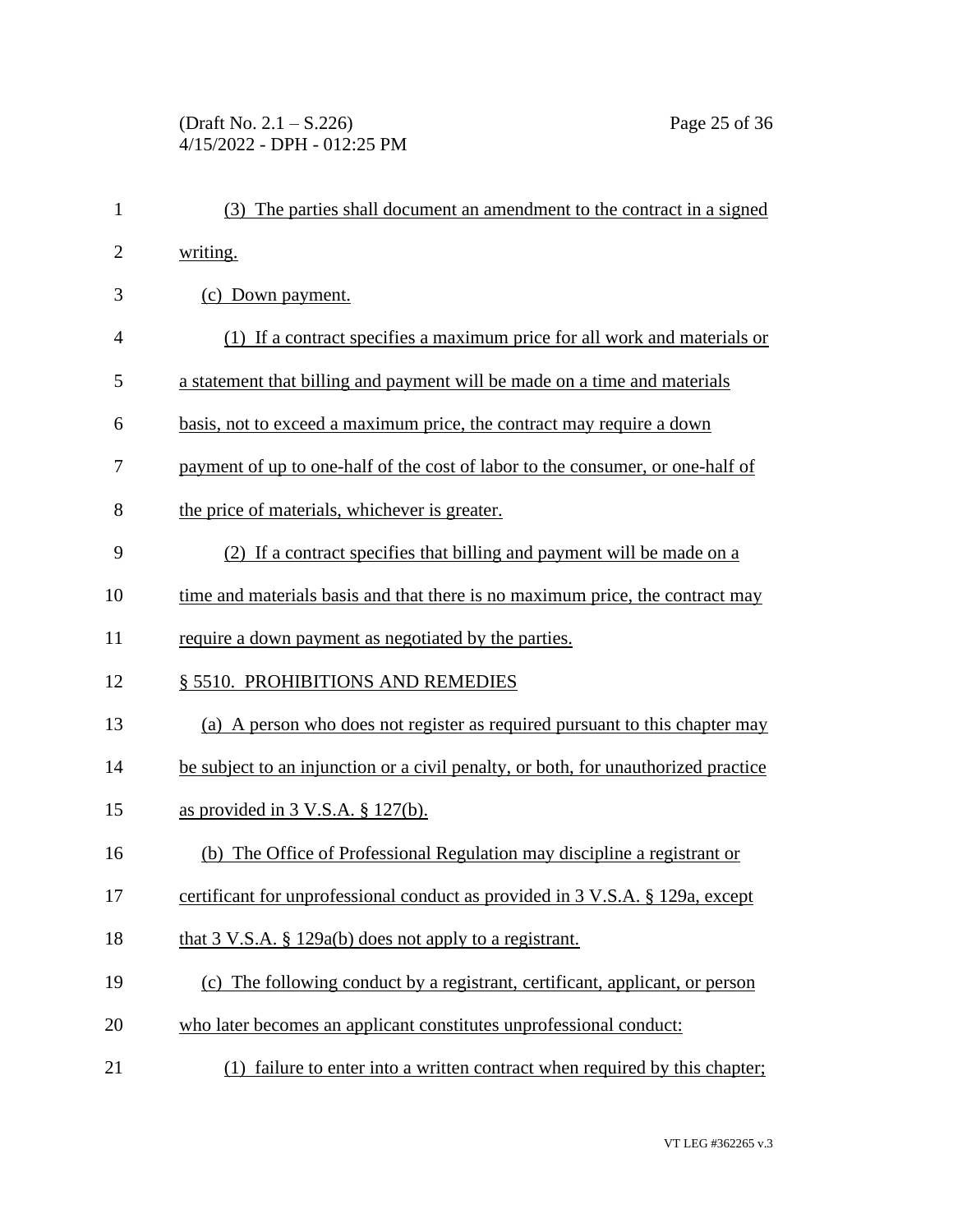(3) The parties shall document an amendment to the contract in a signed writing.

(c) Down payment.

(1) If a contract specifies a maximum price for all work and materials or a statement that billing and payment will be made on a time and materials basis, not to exceed a maximum price, the contract may require a down payment of up to one-half of the cost of labor to the consumer, or one-half of the price of materials, whichever is greater.

(2) If a contract specifies that billing and payment will be made on a time and materials basis and that there is no maximum price, the contract may require a down payment as negotiated by the parties.

§ 5510. PROHIBITIONS AND REMEDIES

(a) A person who does not register as required pursuant to this chapter may be subject to an injunction or a civil penalty, or both, for unauthorized practice as provided in 3 V.S.A. § 127(b).

(b) The Office of Professional Regulation may discipline a registrant or certificant for unprofessional conduct as provided in 3 V.S.A. § 129a, except that 3 V.S.A. § 129a(b) does not apply to a registrant.

(c) The following conduct by a registrant, certificant, applicant, or person who later becomes an applicant constitutes unprofessional conduct:

(1) failure to enter into a written contract when required by this chapter;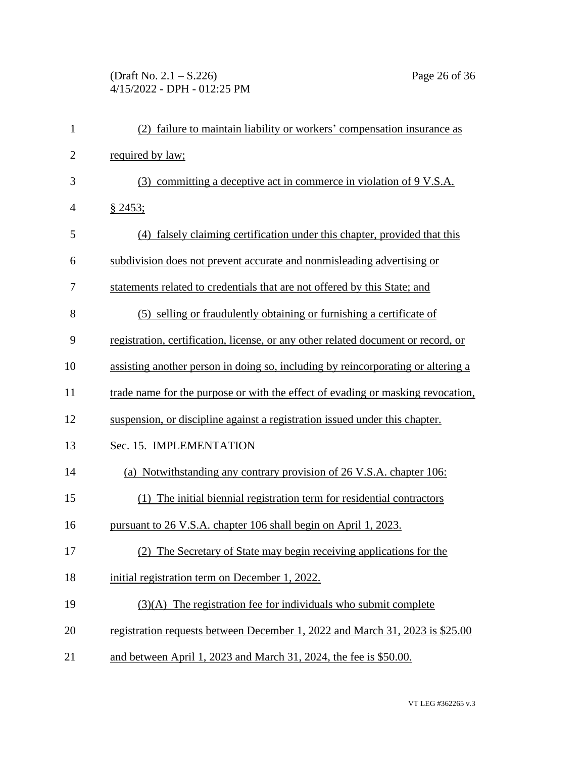(2) failure to maintain liability or workers' compensation insurance as required by law;

(3) committing a deceptive act in commerce in violation of 9 V.S.A. § 2453;

(4) falsely claiming certification under this chapter, provided that this subdivision does not prevent accurate and nonmisleading advertising or statements related to credentials that are not offered by this State; and

(5) selling or fraudulently obtaining or furnishing a certificate of registration, certification, license, or any other related document or record, or assisting another person in doing so, including by reincorporating or altering a trade name for the purpose or with the effect of evading or masking revocation, suspension, or discipline against a registration issued under this chapter.

Sec. 15. IMPLEMENTATION

(a) Notwithstanding any contrary provision of 26 V.S.A. chapter 106:

(1) The initial biennial registration term for residential contractors pursuant to 26 V.S.A. chapter 106 shall begin on April 1, 2023.

(2) The Secretary of State may begin receiving applications for the initial registration term on December 1, 2022.

(3)(A) The registration fee for individuals who submit complete registration requests between December 1, 2022 and March 31, 2023 is $25.00 and between April 1, 2023 and March 31, 2024, the fee is $50.00.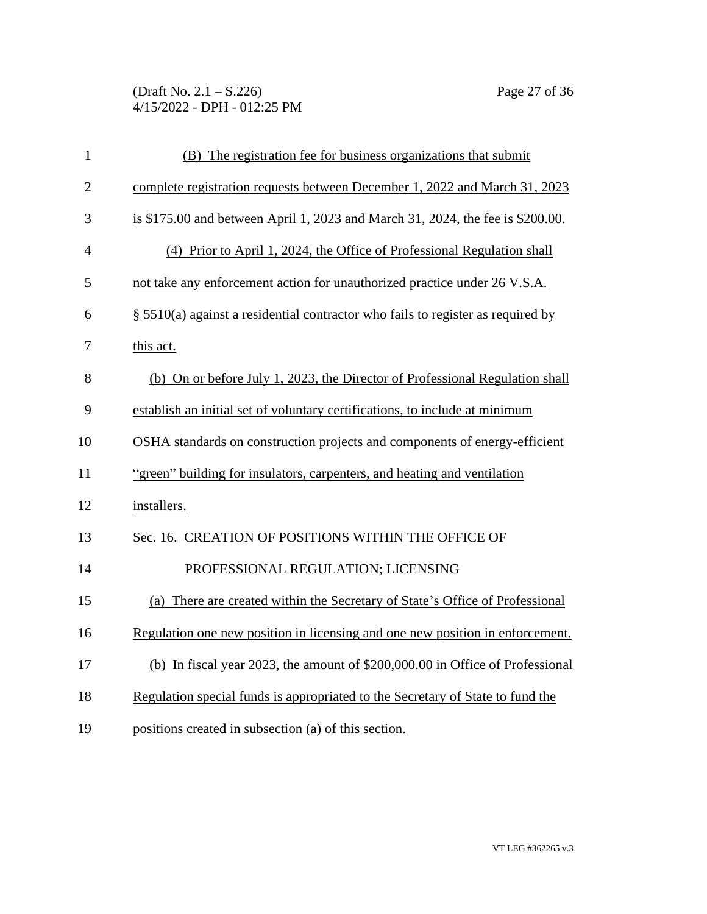(B) The registration fee for business organizations that submit complete registration requests between December 1, 2022 and March 31, 2023 is $175.00 and between April 1, 2023 and March 31, 2024, the fee is $200.00.

(4) Prior to April 1, 2024, the Office of Professional Regulation shall not take any enforcement action for unauthorized practice under 26 V.S.A. § 5510(a) against a residential contractor who fails to register as required by this act.

(b) On or before July 1, 2023, the Director of Professional Regulation shall establish an initial set of voluntary certifications, to include at minimum OSHA standards on construction projects and components of energy-efficient "green" building for insulators, carpenters, and heating and ventilation installers.

Sec. 16. CREATION OF POSITIONS WITHIN THE OFFICE OF PROFESSIONAL REGULATION; LICENSING

(a) There are created within the Secretary of State's Office of Professional Regulation one new position in licensing and one new position in enforcement.

(b) In fiscal year 2023, the amount of $200,000.00 in Office of Professional Regulation special funds is appropriated to the Secretary of State to fund the positions created in subsection (a) of this section.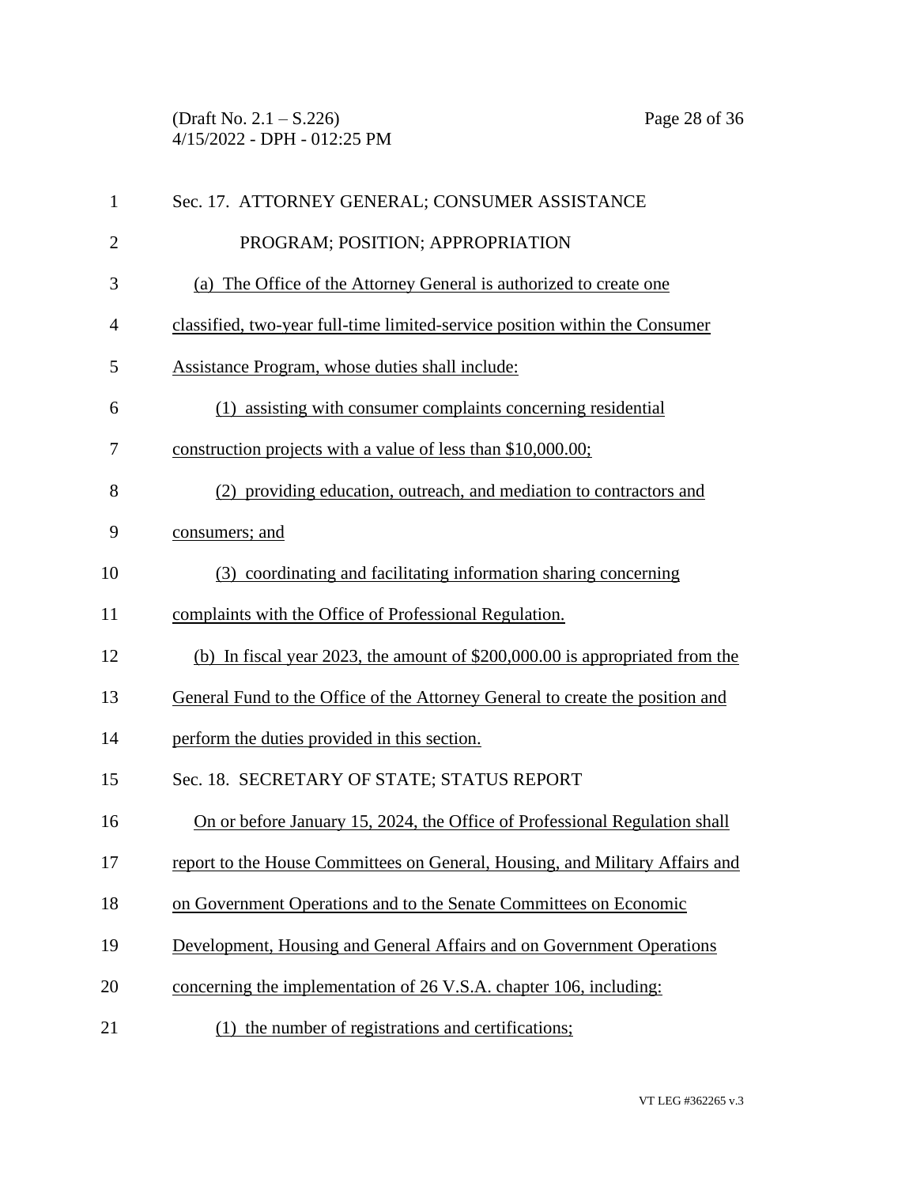Sec. 17. ATTORNEY GENERAL; CONSUMER ASSISTANCE PROGRAM; POSITION; APPROPRIATION

(a) The Office of the Attorney General is authorized to create one classified, two-year full-time limited-service position within the Consumer Assistance Program, whose duties shall include:

(1) assisting with consumer complaints concerning residential construction projects with a value of less than $10,000.00;

(2) providing education, outreach, and mediation to contractors and consumers; and

(3) coordinating and facilitating information sharing concerning complaints with the Office of Professional Regulation.

(b) In fiscal year 2023, the amount of $200,000.00 is appropriated from the General Fund to the Office of the Attorney General to create the position and perform the duties provided in this section.

Sec. 18. SECRETARY OF STATE; STATUS REPORT

On or before January 15, 2024, the Office of Professional Regulation shall report to the House Committees on General, Housing, and Military Affairs and on Government Operations and to the Senate Committees on Economic Development, Housing and General Affairs and on Government Operations concerning the implementation of 26 V.S.A. chapter 106, including:

(1) the number of registrations and certifications;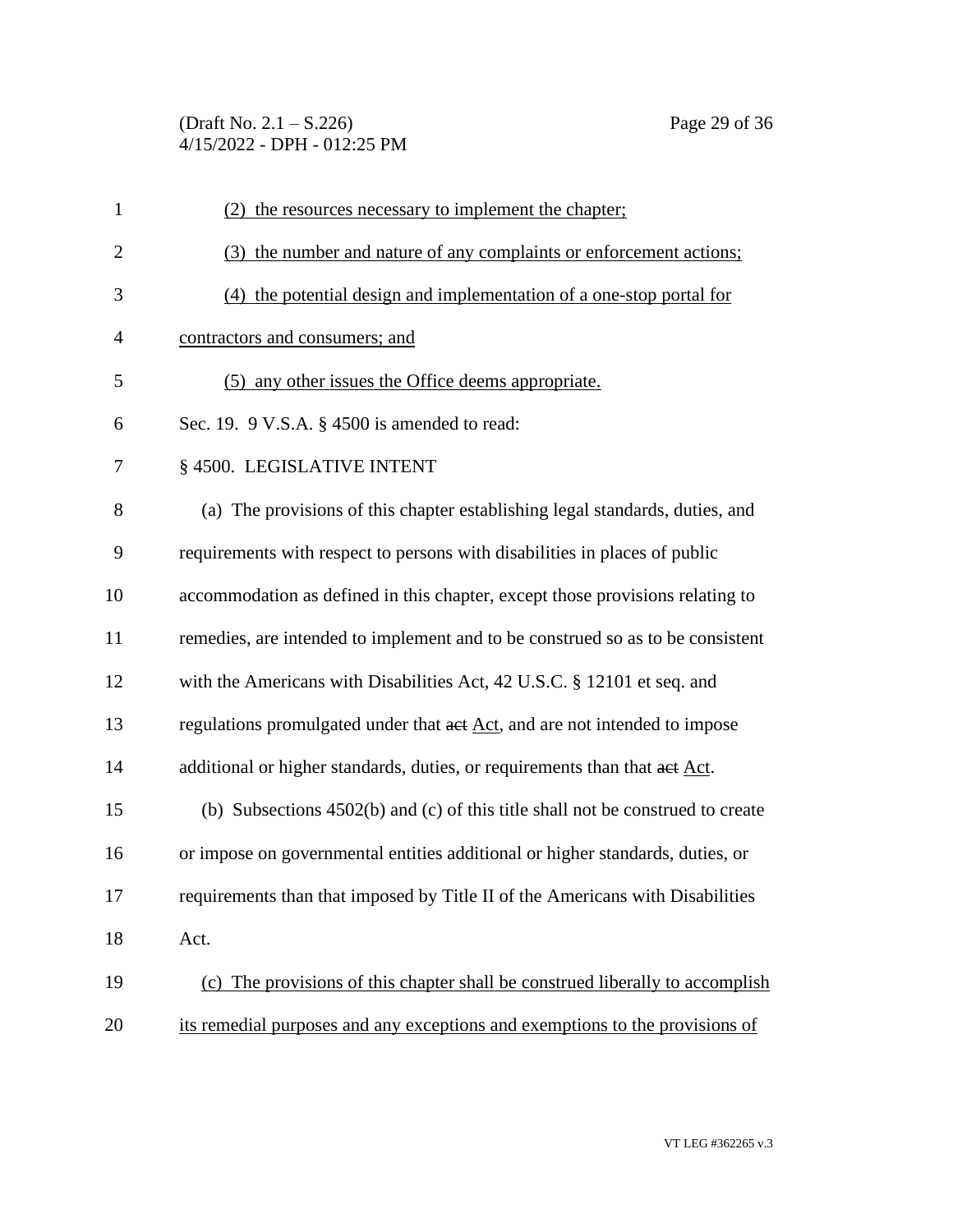(2) the resources necessary to implement the chapter;

(3) the number and nature of any complaints or enforcement actions;

(4) the potential design and implementation of a one-stop portal for contractors and consumers; and

(5) any other issues the Office deems appropriate.

Sec. 19. 9 V.S.A. § 4500 is amended to read:

§ 4500. LEGISLATIVE INTENT

(a) The provisions of this chapter establishing legal standards, duties, and requirements with respect to persons with disabilities in places of public accommodation as defined in this chapter, except those provisions relating to remedies, are intended to implement and to be construed so as to be consistent with the Americans with Disabilities Act, 42 U.S.C. § 12101 et seq. and regulations promulgated under that ~~act~~ Act, and are not intended to impose additional or higher standards, duties, or requirements than that ~~act~~ Act.

(b) Subsections 4502(b) and (c) of this title shall not be construed to create or impose on governmental entities additional or higher standards, duties, or requirements than that imposed by Title II of the Americans with Disabilities Act.

(c) The provisions of this chapter shall be construed liberally to accomplish its remedial purposes and any exceptions and exemptions to the provisions of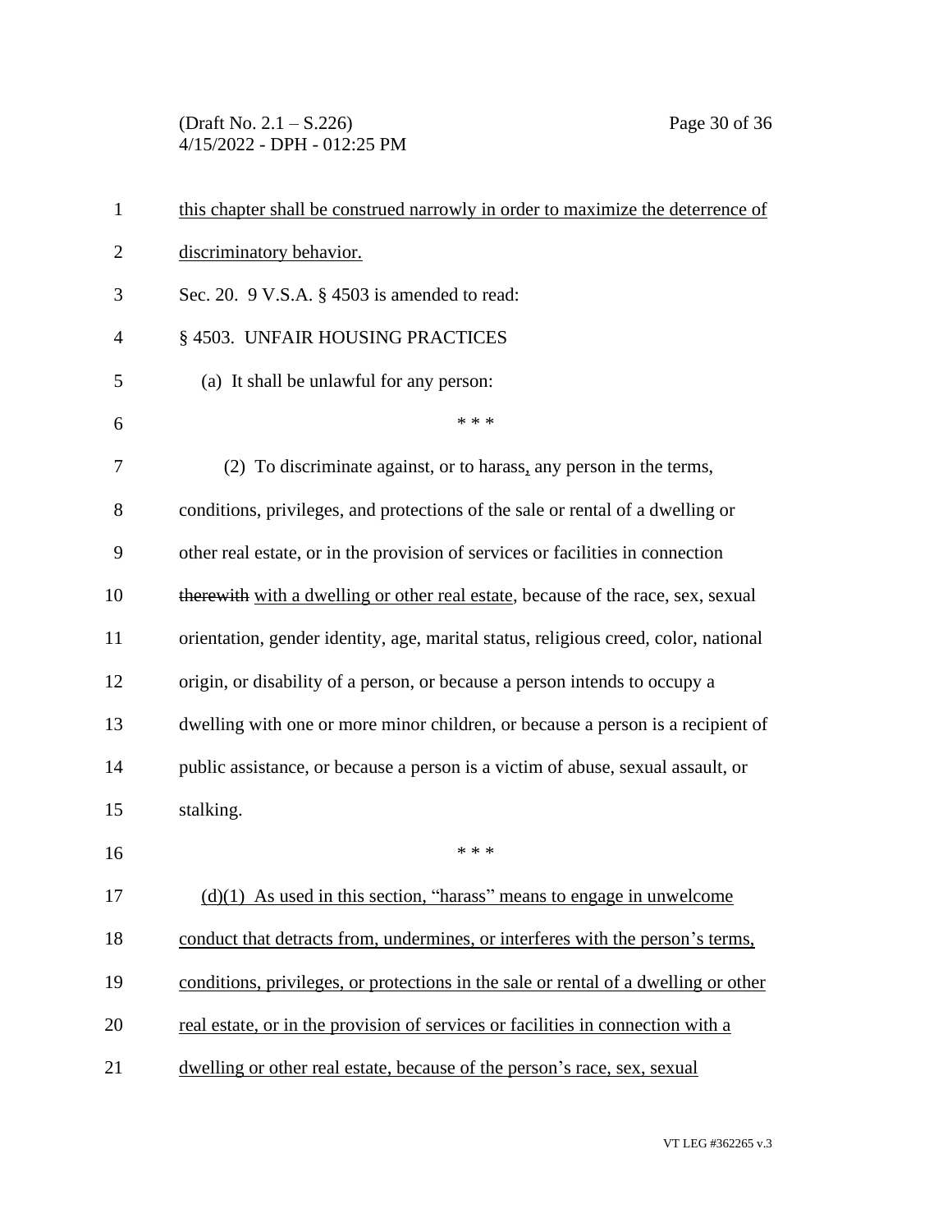this chapter shall be construed narrowly in order to maximize the deterrence of discriminatory behavior.

Sec. 20. 9 V.S.A. § 4503 is amended to read:

§ 4503. UNFAIR HOUSING PRACTICES

(a) It shall be unlawful for any person:

\* \* \*

(2) To discriminate against, or to harass, any person in the terms, conditions, privileges, and protections of the sale or rental of a dwelling or other real estate, or in the provision of services or facilities in connection ~~therewith~~ with a dwelling or other real estate, because of the race, sex, sexual orientation, gender identity, age, marital status, religious creed, color, national origin, or disability of a person, or because a person intends to occupy a dwelling with one or more minor children, or because a person is a recipient of public assistance, or because a person is a victim of abuse, sexual assault, or stalking.

\* \* \*

(d)(1) As used in this section, "harass" means to engage in unwelcome conduct that detracts from, undermines, or interferes with the person's terms, conditions, privileges, or protections in the sale or rental of a dwelling or other real estate, or in the provision of services or facilities in connection with a dwelling or other real estate, because of the person's race, sex, sexual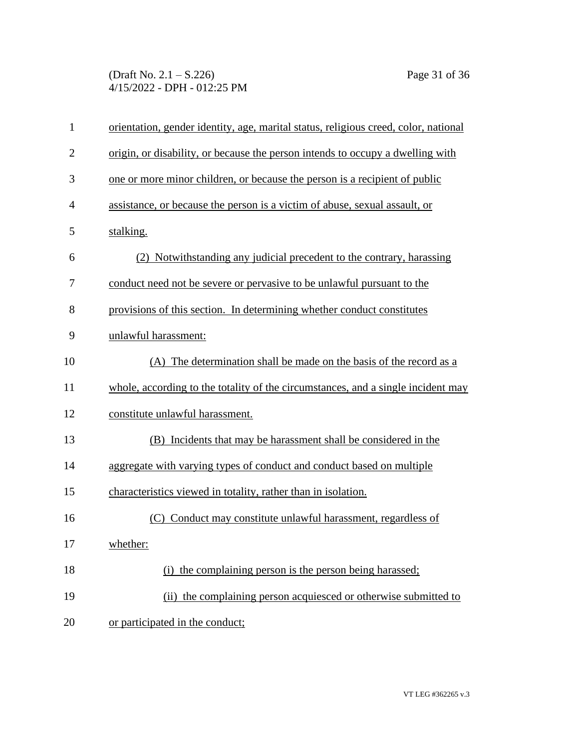orientation, gender identity, age, marital status, religious creed, color, national origin, or disability, or because the person intends to occupy a dwelling with one or more minor children, or because the person is a recipient of public assistance, or because the person is a victim of abuse, sexual assault, or stalking.

(2) Notwithstanding any judicial precedent to the contrary, harassing conduct need not be severe or pervasive to be unlawful pursuant to the provisions of this section. In determining whether conduct constitutes unlawful harassment:

(A) The determination shall be made on the basis of the record as a whole, according to the totality of the circumstances, and a single incident may constitute unlawful harassment.

(B) Incidents that may be harassment shall be considered in the aggregate with varying types of conduct and conduct based on multiple characteristics viewed in totality, rather than in isolation.

(C) Conduct may constitute unlawful harassment, regardless of whether:

(i) the complaining person is the person being harassed;

(ii) the complaining person acquiesced or otherwise submitted to or participated in the conduct;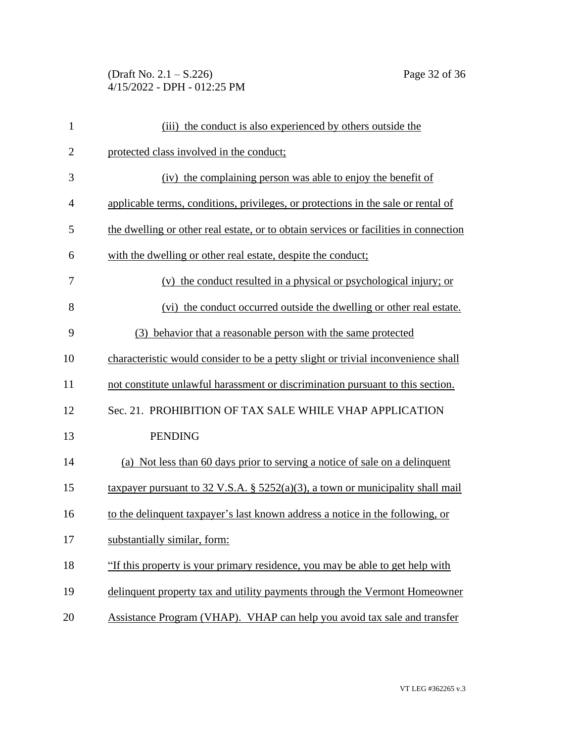(iii) the conduct is also experienced by others outside the protected class involved in the conduct;

(iv) the complaining person was able to enjoy the benefit of applicable terms, conditions, privileges, or protections in the sale or rental of the dwelling or other real estate, or to obtain services or facilities in connection with the dwelling or other real estate, despite the conduct;

(v) the conduct resulted in a physical or psychological injury; or

(vi) the conduct occurred outside the dwelling or other real estate.

(3) behavior that a reasonable person with the same protected characteristic would consider to be a petty slight or trivial inconvenience shall not constitute unlawful harassment or discrimination pursuant to this section.

Sec. 21. PROHIBITION OF TAX SALE WHILE VHAP APPLICATION PENDING

(a) Not less than 60 days prior to serving a notice of sale on a delinquent taxpayer pursuant to 32 V.S.A. § 5252(a)(3), a town or municipality shall mail to the delinquent taxpayer's last known address a notice in the following, or substantially similar, form:

"If this property is your primary residence, you may be able to get help with delinquent property tax and utility payments through the Vermont Homeowner Assistance Program (VHAP). VHAP can help you avoid tax sale and transfer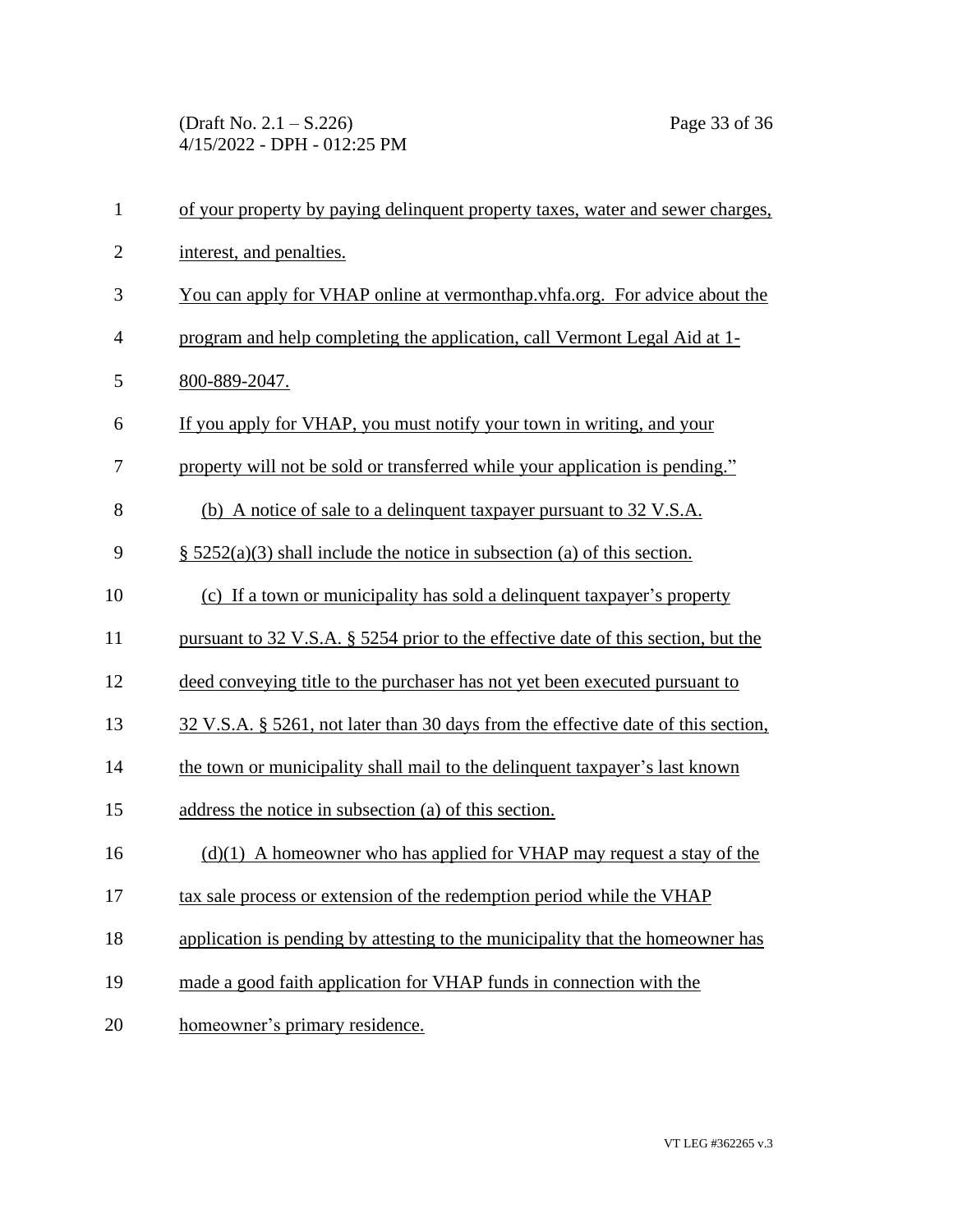of your property by paying delinquent property taxes, water and sewer charges, interest, and penalties.

You can apply for VHAP online at vermonthap.vhfa.org. For advice about the program and help completing the application, call Vermont Legal Aid at 1-800-889-2047.

If you apply for VHAP, you must notify your town in writing, and your property will not be sold or transferred while your application is pending."

(b) A notice of sale to a delinquent taxpayer pursuant to 32 V.S.A. § 5252(a)(3) shall include the notice in subsection (a) of this section.

(c) If a town or municipality has sold a delinquent taxpayer's property pursuant to 32 V.S.A. § 5254 prior to the effective date of this section, but the deed conveying title to the purchaser has not yet been executed pursuant to 32 V.S.A. § 5261, not later than 30 days from the effective date of this section, the town or municipality shall mail to the delinquent taxpayer's last known address the notice in subsection (a) of this section.

(d)(1) A homeowner who has applied for VHAP may request a stay of the tax sale process or extension of the redemption period while the VHAP application is pending by attesting to the municipality that the homeowner has made a good faith application for VHAP funds in connection with the homeowner's primary residence.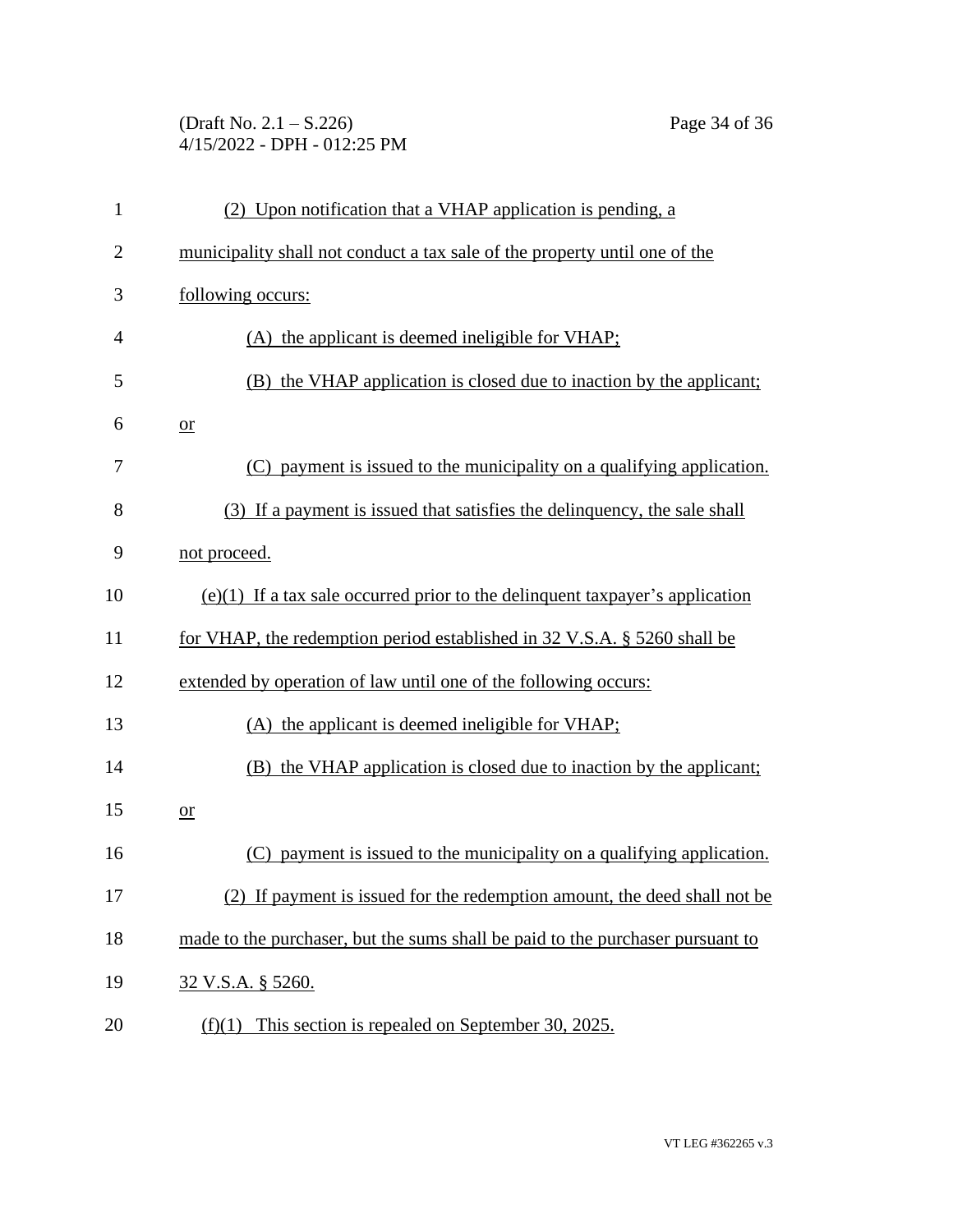(2) Upon notification that a VHAP application is pending, a municipality shall not conduct a tax sale of the property until one of the following occurs:

(A) the applicant is deemed ineligible for VHAP;

(B) the VHAP application is closed due to inaction by the applicant; or

(C) payment is issued to the municipality on a qualifying application.

(3) If a payment is issued that satisfies the delinquency, the sale shall not proceed.

(e)(1) If a tax sale occurred prior to the delinquent taxpayer's application for VHAP, the redemption period established in 32 V.S.A. § 5260 shall be extended by operation of law until one of the following occurs:

(A) the applicant is deemed ineligible for VHAP;

(B) the VHAP application is closed due to inaction by the applicant; or

(C) payment is issued to the municipality on a qualifying application.

(2) If payment is issued for the redemption amount, the deed shall not be made to the purchaser, but the sums shall be paid to the purchaser pursuant to 32 V.S.A. § 5260.

(f)(1) This section is repealed on September 30, 2025.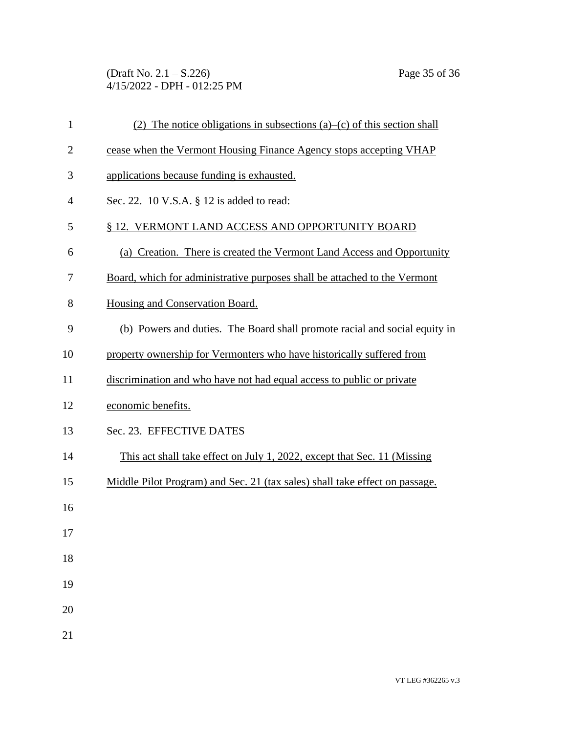(2) The notice obligations in subsections (a)–(c) of this section shall cease when the Vermont Housing Finance Agency stops accepting VHAP applications because funding is exhausted.

Sec. 22. 10 V.S.A. § 12 is added to read:

§ 12. VERMONT LAND ACCESS AND OPPORTUNITY BOARD

(a) Creation. There is created the Vermont Land Access and Opportunity Board, which for administrative purposes shall be attached to the Vermont Housing and Conservation Board.

(b) Powers and duties. The Board shall promote racial and social equity in property ownership for Vermonters who have historically suffered from discrimination and who have not had equal access to public or private economic benefits.

Sec. 23. EFFECTIVE DATES

This act shall take effect on July 1, 2022, except that Sec. 11 (Missing Middle Pilot Program) and Sec. 21 (tax sales) shall take effect on passage.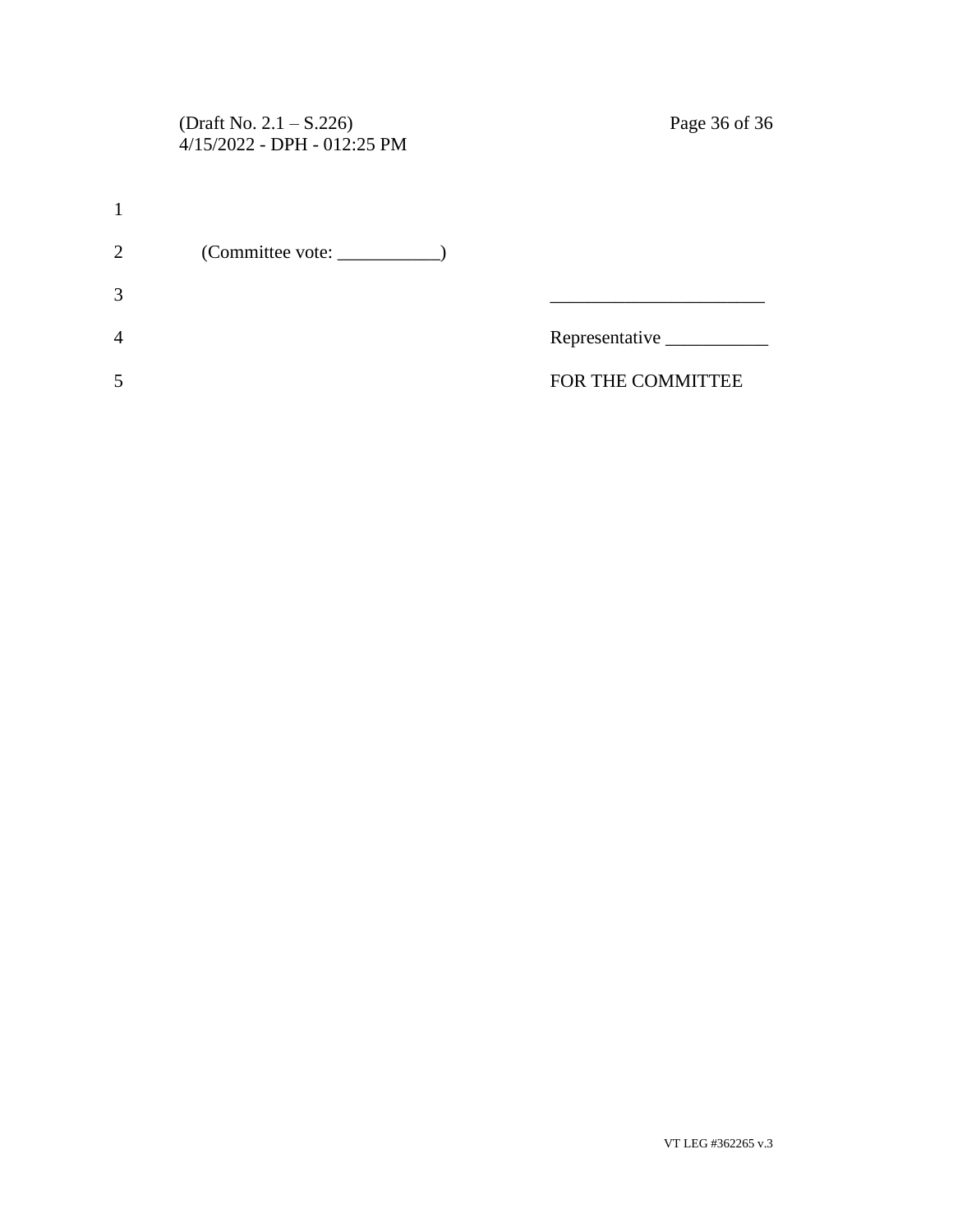(Committee vote: ___________)

_______________________

Representative ___________

FOR THE COMMITTEE